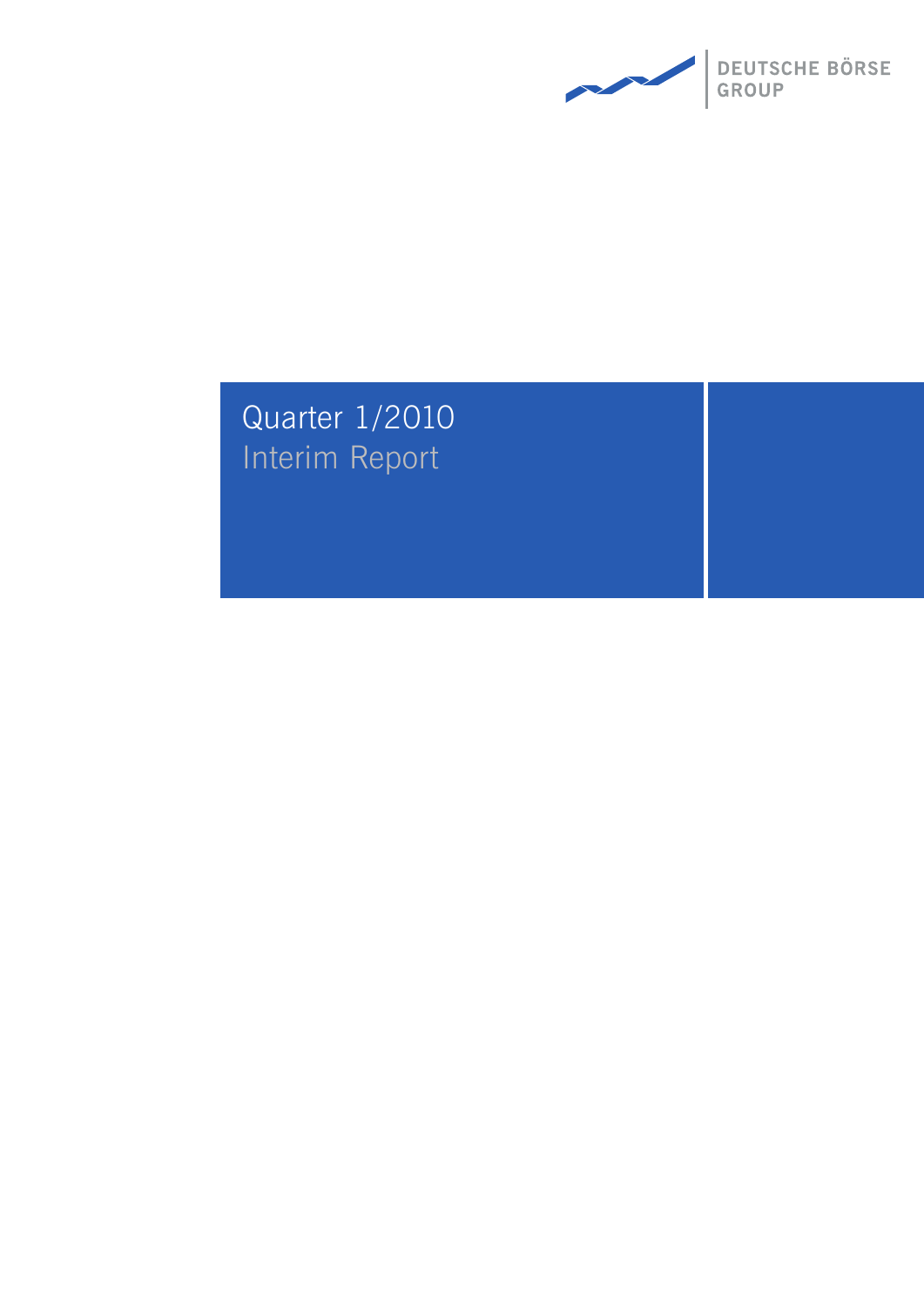DEUTSCHE BÖRSE GROUP

# Quarter 1/2010

## Interim Report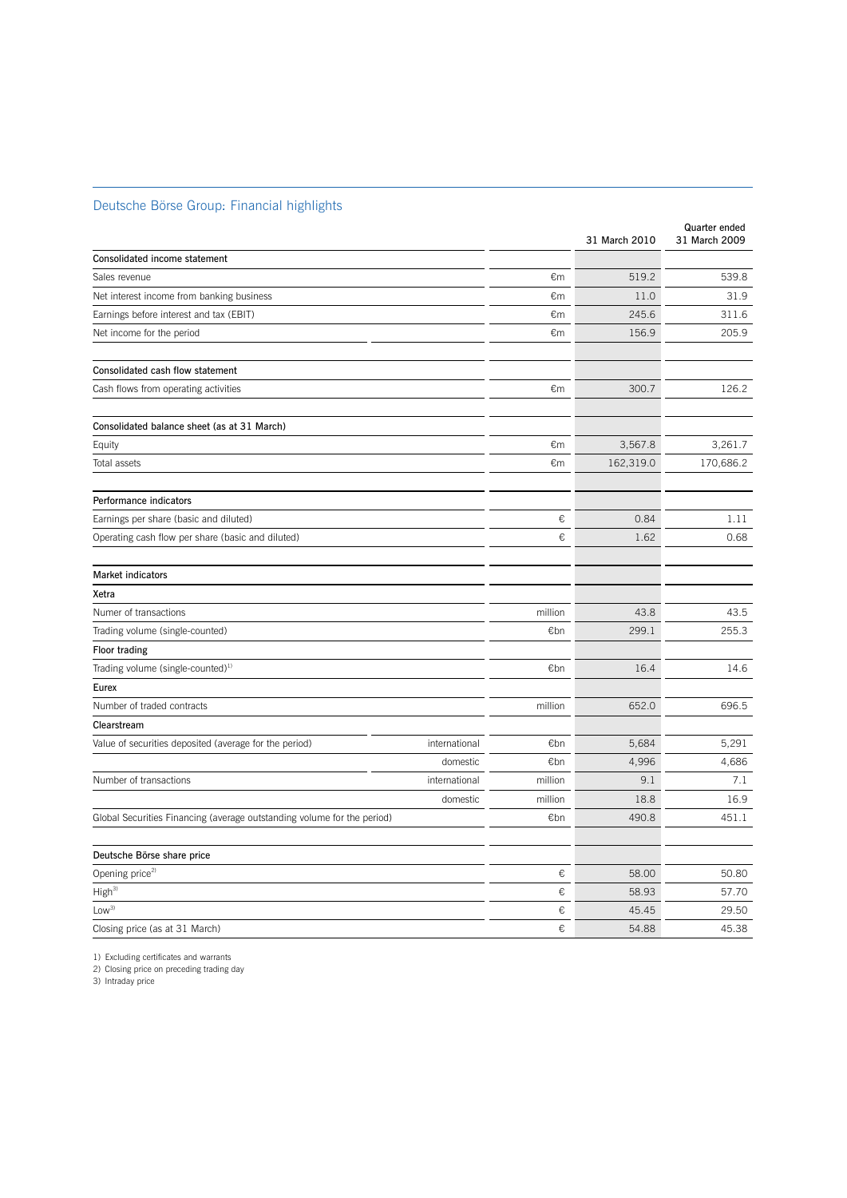## Deutsche Börse Group: Financial highlights

| | | | 31 March 2010 | Quarter ended 31 March 2009 |
|---|---|---|---|---|
| **Consolidated income statement** | | | | |
| Sales revenue | | €m | 519.2 | 539.8 |
| Net interest income from banking business | | €m | 11.0 | 31.9 |
| Earnings before interest and tax (EBIT) | | €m | 245.6 | 311.6 |
| Net income for the period | | €m | 156.9 | 205.9 |
| **Consolidated cash flow statement** | | | | |
| Cash flows from operating activities | | €m | 300.7 | 126.2 |
| **Consolidated balance sheet (as at 31 March)** | | | | |
| Equity | | €m | 3,567.8 | 3,261.7 |
| Total assets | | €m | 162,319.0 | 170,686.2 |
| **Performance indicators** | | | | |
| Earnings per share (basic and diluted) | | € | 0.84 | 1.11 |
| Operating cash flow per share (basic and diluted) | | € | 1.62 | 0.68 |
| **Market indicators** | | | | |
| **Xetra** | | | | |
| Numer of transactions | | million | 43.8 | 43.5 |
| Trading volume (single-counted) | | €bn | 299.1 | 255.3 |
| **Floor trading** | | | | |
| Trading volume (single-counted)[1] | | €bn | 16.4 | 14.6 |
| **Eurex** | | | | |
| Number of traded contracts | | million | 652.0 | 696.5 |
| **Clearstream** | | | | |
| Value of securities deposited (average for the period) | international | €bn | 5,684 | 5,291 |
| | domestic | €bn | 4,996 | 4,686 |
| Number of transactions | international | million | 9.1 | 7.1 |
| | domestic | million | 18.8 | 16.9 |
| Global Securities Financing (average outstanding volume for the period) | | €bn | 490.8 | 451.1 |
| **Deutsche Börse share price** | | | | |
| Opening price[2] | | € | 58.00 | 50.80 |
| High[3] | | € | 58.93 | 57.70 |
| Low[3] | | € | 45.45 | 29.50 |
| Closing price (as at 31 March) | | € | 54.88 | 45.38 |

1) Excluding certificates and warrants
2) Closing price on preceding trading day
3) Intraday price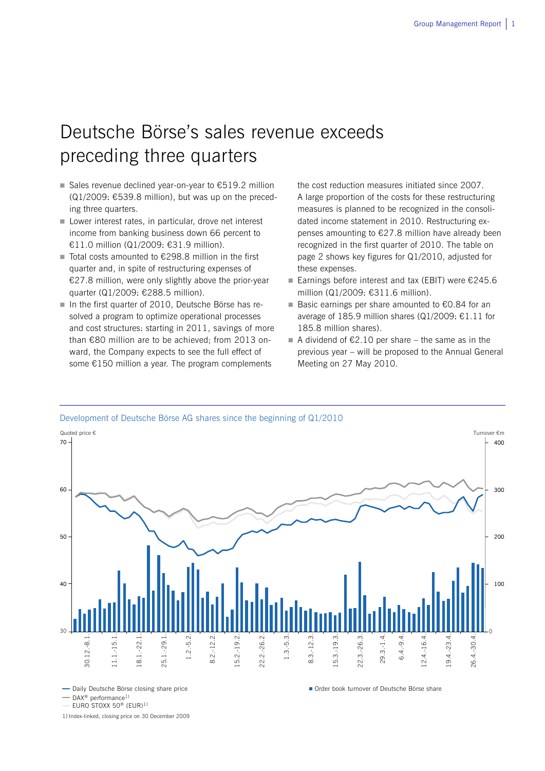# Deutsche Börse's sales revenue exceeds preceding three quarters

- Sales revenue declined year-on-year to €519.2 million (Q1/2009: €539.8 million), but was up on the preceding three quarters.
- Lower interest rates, in particular, drove net interest income from banking business down 66 percent to €11.0 million (Q1/2009: €31.9 million).
- Total costs amounted to €298.8 million in the first quarter and, in spite of restructuring expenses of €27.8 million, were only slightly above the prior-year quarter (Q1/2009: €288.5 million).
- In the first quarter of 2010, Deutsche Börse has resolved a program to optimize operational processes and cost structures: starting in 2011, savings of more than €80 million are to be achieved; from 2013 onward, the Company expects to see the full effect of some €150 million a year. The program complements the cost reduction measures initiated since 2007. A large proportion of the costs for these restructuring measures is planned to be recognized in the consolidated income statement in 2010. Restructuring expenses amounting to €27.8 million have already been recognized in the first quarter of 2010. The table on page 2 shows key figures for Q1/2010, adjusted for these expenses.
- Earnings before interest and tax (EBIT) were €245.6 million (Q1/2009: €311.6 million).
- Basic earnings per share amounted to €0.84 for an average of 185.9 million shares (Q1/2009: €1.11 for 185.8 million shares).
- A dividend of €2.10 per share – the same as in the previous year – will be proposed to the Annual General Meeting on 27 May 2010.

Development of Deutsche Börse AG shares since the beginning of Q1/2010

Quoted price € | Turnover €m

30.12.-8.1. | 11.1.-15.1. | 18.1.-22.1. | 25.1.-29.1. | 1.2.-5.2. | 8.2.-12.2. | 15.2.-19.2. | 22.2.-26.2. | 1.3.-5.3. | 8.3.-12.3. | 15.3.-19.3. | 22.3.-26.3. | 29.3.-1.4. | 6.4.-9.4. | 12.4.-16.4. | 19.4.-23.4. | 26.4.-30.4.

- Daily Deutsche Börse closing share price
- DAX® performance[1)]
- EURO STOXX 50® (EUR)[1)]
- Order book turnover of Deutsche Börse share

1) Index-linked, closing price on 30 December 2009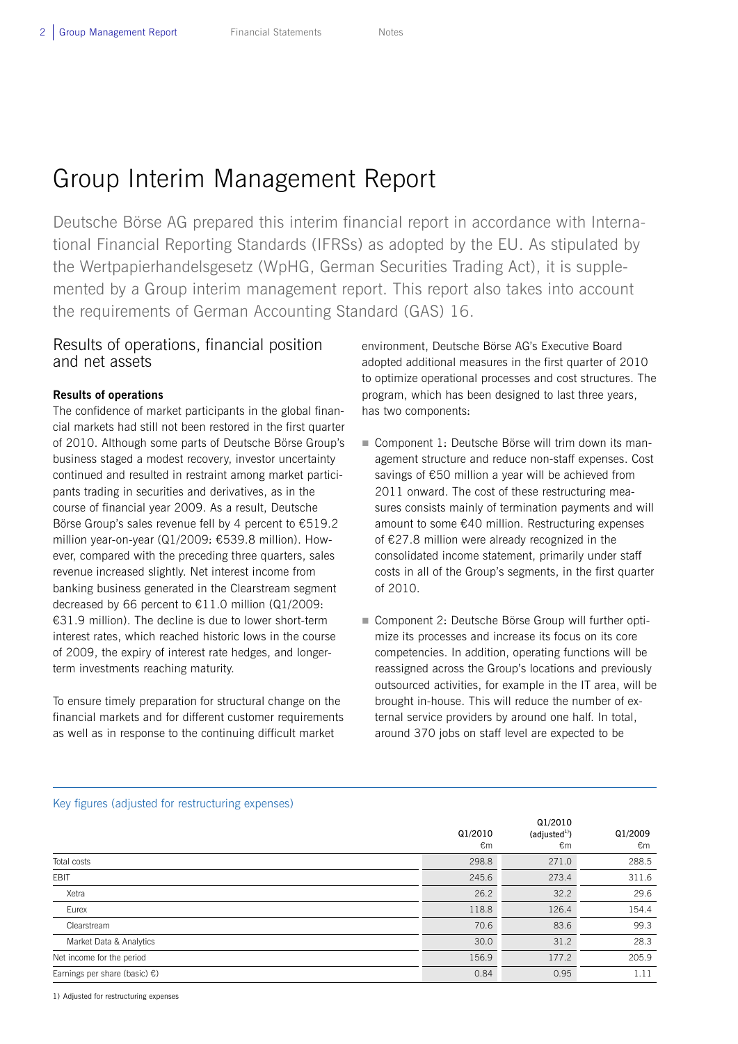# Group Interim Management Report

Deutsche Börse AG prepared this interim financial report in accordance with International Financial Reporting Standards (IFRSs) as adopted by the EU. As stipulated by the Wertpapierhandelsgesetz (WpHG, German Securities Trading Act), it is supplemented by a Group interim management report. This report also takes into account the requirements of German Accounting Standard (GAS) 16.

## Results of operations, financial position and net assets

### Results of operations

The confidence of market participants in the global financial markets had still not been restored in the first quarter of 2010. Although some parts of Deutsche Börse Group's business staged a modest recovery, investor uncertainty continued and resulted in restraint among market participants trading in securities and derivatives, as in the course of financial year 2009. As a result, Deutsche Börse Group's sales revenue fell by 4 percent to €519.2 million year-on-year (Q1/2009: €539.8 million). However, compared with the preceding three quarters, sales revenue increased slightly. Net interest income from banking business generated in the Clearstream segment decreased by 66 percent to €11.0 million (Q1/2009: €31.9 million). The decline is due to lower short-term interest rates, which reached historic lows in the course of 2009, the expiry of interest rate hedges, and longer-term investments reaching maturity.

To ensure timely preparation for structural change on the financial markets and for different customer requirements as well as in response to the continuing difficult market environment, Deutsche Börse AG's Executive Board adopted additional measures in the first quarter of 2010 to optimize operational processes and cost structures. The program, which has been designed to last three years, has two components:

- Component 1: Deutsche Börse will trim down its management structure and reduce non-staff expenses. Cost savings of €50 million a year will be achieved from 2011 onward. The cost of these restructuring measures consists mainly of termination payments and will amount to some €40 million. Restructuring expenses of €27.8 million were already recognized in the consolidated income statement, primarily under staff costs in all of the Group's segments, in the first quarter of 2010.

- Component 2: Deutsche Börse Group will further optimize its processes and increase its focus on its core competencies. In addition, operating functions will be reassigned across the Group's locations and previously outsourced activities, for example in the IT area, will be brought in-house. This will reduce the number of external service providers by around one half. In total, around 370 jobs on staff level are expected to be

Key figures (adjusted for restructuring expenses)

| | Q1/2010 €m | Q1/2010 (adjusted[1]) €m | Q1/2009 €m |
|---|---|---|---|
| Total costs | 298.8 | 271.0 | 288.5 |
| EBIT | 245.6 | 273.4 | 311.6 |
| Xetra | 26.2 | 32.2 | 29.6 |
| Eurex | 118.8 | 126.4 | 154.4 |
| Clearstream | 70.6 | 83.6 | 99.3 |
| Market Data & Analytics | 30.0 | 31.2 | 28.3 |
| Net income for the period | 156.9 | 177.2 | 205.9 |
| Earnings per share (basic) €) | 0.84 | 0.95 | 1.11 |

1) Adjusted for restructuring expenses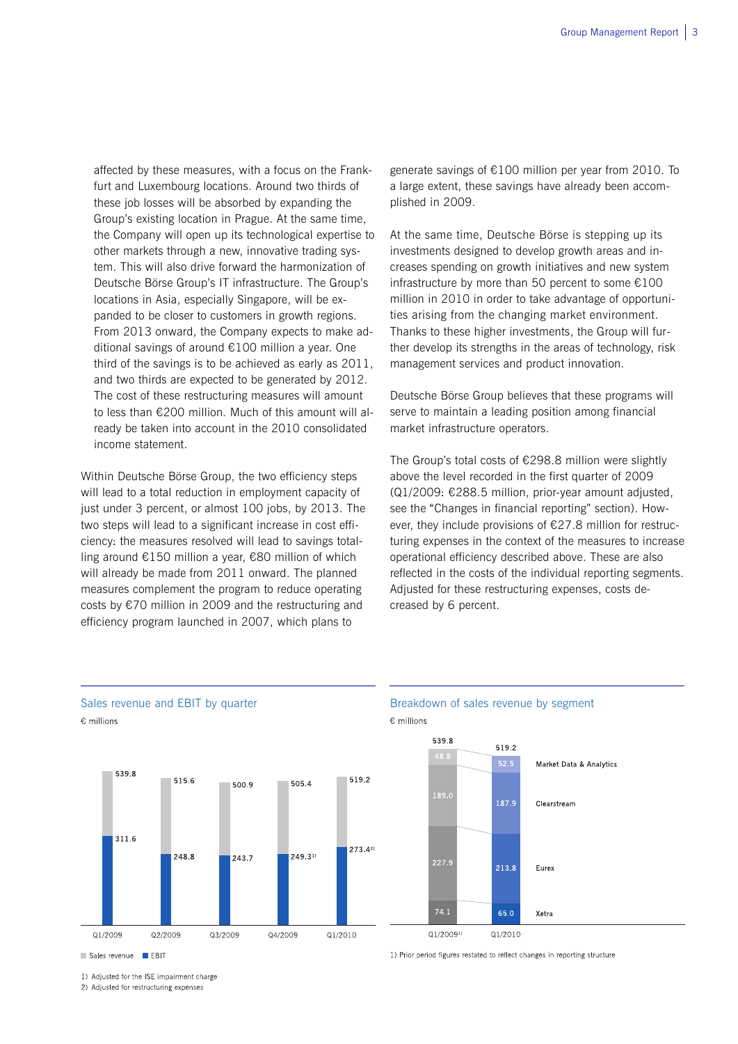affected by these measures, with a focus on the Frankfurt and Luxembourg locations. Around two thirds of these job losses will be absorbed by expanding the Group's existing location in Prague. At the same time, the Company will open up its technological expertise to other markets through a new, innovative trading system. This will also drive forward the harmonization of Deutsche Börse Group's IT infrastructure. The Group's locations in Asia, especially Singapore, will be expanded to be closer to customers in growth regions. From 2013 onward, the Company expects to make additional savings of around €100 million a year. One third of the savings is to be achieved as early as 2011, and two thirds are expected to be generated by 2012. The cost of these restructuring measures will amount to less than €200 million. Much of this amount will already be taken into account in the 2010 consolidated income statement.

Within Deutsche Börse Group, the two efficiency steps will lead to a total reduction in employment capacity of just under 3 percent, or almost 100 jobs, by 2013. The two steps will lead to a significant increase in cost efficiency: the measures resolved will lead to savings totalling around €150 million a year, €80 million of which will already be made from 2011 onward. The planned measures complement the program to reduce operating costs by €70 million in 2009 and the restructuring and efficiency program launched in 2007, which plans to generate savings of €100 million per year from 2010. To a large extent, these savings have already been accomplished in 2009.

At the same time, Deutsche Börse is stepping up its investments designed to develop growth areas and increases spending on growth initiatives and new system infrastructure by more than 50 percent to some €100 million in 2010 in order to take advantage of opportunities arising from the changing market environment. Thanks to these higher investments, the Group will further develop its strengths in the areas of technology, risk management services and product innovation.

Deutsche Börse Group believes that these programs will serve to maintain a leading position among financial market infrastructure operators.

The Group's total costs of €298.8 million were slightly above the level recorded in the first quarter of 2009 (Q1/2009: €288.5 million, prior-year amount adjusted, see the "Changes in financial reporting" section). However, they include provisions of €27.8 million for restructuring expenses in the context of the measures to increase operational efficiency described above. These are also reflected in the costs of the individual reporting segments. Adjusted for these restructuring expenses, costs decreased by 6 percent.

**Sales revenue and EBIT by quarter**

€ millions

| | Q1/2009 | Q2/2009 | Q3/2009 | Q4/2009 | Q1/2010 |
|---|---|---|---|---|---|
| Sales revenue | 539.8 | 515.6 | 500.9 | 505.4 | 519.2 |
| EBIT | 311.6 | 248.8 | 243.7 | 249.3[1] | 273.4[2] |

1) Adjusted for the ISE impairment charge
2) Adjusted for restructuring expenses

**Breakdown of sales revenue by segment**

€ millions

| | Q1/2009[1] | Q1/2010 |
|---|---|---|
| Market Data & Analytics | 48.8 | 52.5 |
| Clearstream | 189.0 | 187.9 |
| Eurex | 227.9 | 213.8 |
| Xetra | 74.1 | 65.0 |
| Total | 539.8 | 519.2 |

1) Prior period figures restated to reflect changes in reporting structure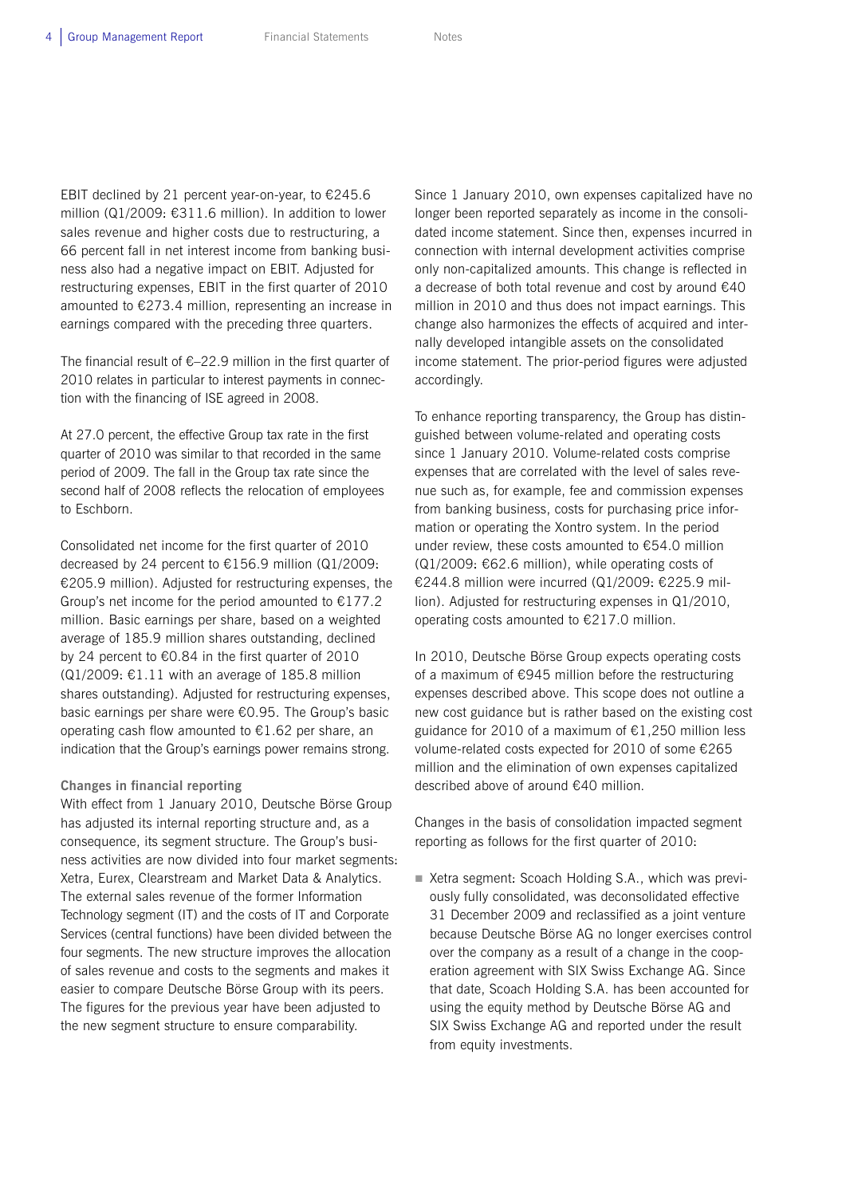EBIT declined by 21 percent year-on-year, to €245.6 million (Q1/2009: €311.6 million). In addition to lower sales revenue and higher costs due to restructuring, a 66 percent fall in net interest income from banking business also had a negative impact on EBIT. Adjusted for restructuring expenses, EBIT in the first quarter of 2010 amounted to €273.4 million, representing an increase in earnings compared with the preceding three quarters.

The financial result of €–22.9 million in the first quarter of 2010 relates in particular to interest payments in connection with the financing of ISE agreed in 2008.

At 27.0 percent, the effective Group tax rate in the first quarter of 2010 was similar to that recorded in the same period of 2009. The fall in the Group tax rate since the second half of 2008 reflects the relocation of employees to Eschborn.

Consolidated net income for the first quarter of 2010 decreased by 24 percent to €156.9 million (Q1/2009: €205.9 million). Adjusted for restructuring expenses, the Group's net income for the period amounted to €177.2 million. Basic earnings per share, based on a weighted average of 185.9 million shares outstanding, declined by 24 percent to €0.84 in the first quarter of 2010 (Q1/2009: €1.11 with an average of 185.8 million shares outstanding). Adjusted for restructuring expenses, basic earnings per share were €0.95. The Group's basic operating cash flow amounted to €1.62 per share, an indication that the Group's earnings power remains strong.

**Changes in financial reporting**

With effect from 1 January 2010, Deutsche Börse Group has adjusted its internal reporting structure and, as a consequence, its segment structure. The Group's business activities are now divided into four market segments: Xetra, Eurex, Clearstream and Market Data & Analytics. The external sales revenue of the former Information Technology segment (IT) and the costs of IT and Corporate Services (central functions) have been divided between the four segments. The new structure improves the allocation of sales revenue and costs to the segments and makes it easier to compare Deutsche Börse Group with its peers. The figures for the previous year have been adjusted to the new segment structure to ensure comparability.

Since 1 January 2010, own expenses capitalized have no longer been reported separately as income in the consolidated income statement. Since then, expenses incurred in connection with internal development activities comprise only non-capitalized amounts. This change is reflected in a decrease of both total revenue and cost by around €40 million in 2010 and thus does not impact earnings. This change also harmonizes the effects of acquired and internally developed intangible assets on the consolidated income statement. The prior-period figures were adjusted accordingly.

To enhance reporting transparency, the Group has distinguished between volume-related and operating costs since 1 January 2010. Volume-related costs comprise expenses that are correlated with the level of sales revenue such as, for example, fee and commission expenses from banking business, costs for purchasing price information or operating the Xontro system. In the period under review, these costs amounted to €54.0 million (Q1/2009: €62.6 million), while operating costs of €244.8 million were incurred (Q1/2009: €225.9 million). Adjusted for restructuring expenses in Q1/2010, operating costs amounted to €217.0 million.

In 2010, Deutsche Börse Group expects operating costs of a maximum of €945 million before the restructuring expenses described above. This scope does not outline a new cost guidance but is rather based on the existing cost guidance for 2010 of a maximum of €1,250 million less volume-related costs expected for 2010 of some €265 million and the elimination of own expenses capitalized described above of around €40 million.

Changes in the basis of consolidation impacted segment reporting as follows for the first quarter of 2010:

- Xetra segment: Scoach Holding S.A., which was previously fully consolidated, was deconsolidated effective 31 December 2009 and reclassified as a joint venture because Deutsche Börse AG no longer exercises control over the company as a result of a change in the cooperation agreement with SIX Swiss Exchange AG. Since that date, Scoach Holding S.A. has been accounted for using the equity method by Deutsche Börse AG and SIX Swiss Exchange AG and reported under the result from equity investments.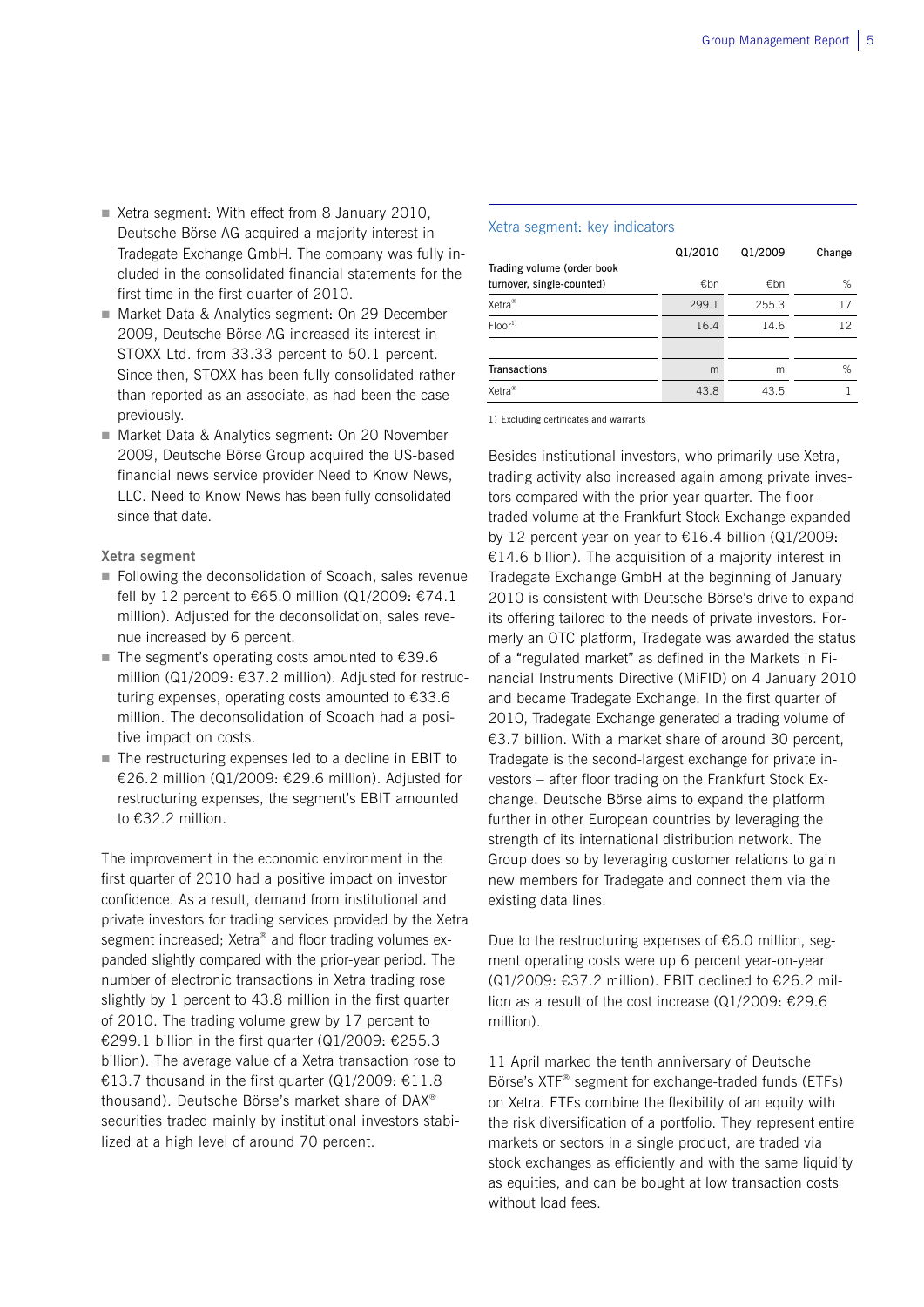- Xetra segment: With effect from 8 January 2010, Deutsche Börse AG acquired a majority interest in Tradegate Exchange GmbH. The company was fully included in the consolidated financial statements for the first time in the first quarter of 2010.
- Market Data & Analytics segment: On 29 December 2009, Deutsche Börse AG increased its interest in STOXX Ltd. from 33.33 percent to 50.1 percent. Since then, STOXX has been fully consolidated rather than reported as an associate, as had been the case previously.
- Market Data & Analytics segment: On 20 November 2009, Deutsche Börse Group acquired the US-based financial news service provider Need to Know News, LLC. Need to Know News has been fully consolidated since that date.

**Xetra segment**

- Following the deconsolidation of Scoach, sales revenue fell by 12 percent to €65.0 million (Q1/2009: €74.1 million). Adjusted for the deconsolidation, sales revenue increased by 6 percent.
- The segment's operating costs amounted to €39.6 million (Q1/2009: €37.2 million). Adjusted for restructuring expenses, operating costs amounted to €33.6 million. The deconsolidation of Scoach had a positive impact on costs.
- The restructuring expenses led to a decline in EBIT to €26.2 million (Q1/2009: €29.6 million). Adjusted for restructuring expenses, the segment's EBIT amounted to €32.2 million.

The improvement in the economic environment in the first quarter of 2010 had a positive impact on investor confidence. As a result, demand from institutional and private investors for trading services provided by the Xetra segment increased; Xetra® and floor trading volumes expanded slightly compared with the prior-year period. The number of electronic transactions in Xetra trading rose slightly by 1 percent to 43.8 million in the first quarter of 2010. The trading volume grew by 17 percent to €299.1 billion in the first quarter (Q1/2009: €255.3 billion). The average value of a Xetra transaction rose to €13.7 thousand in the first quarter (Q1/2009: €11.8 thousand). Deutsche Börse's market share of DAX® securities traded mainly by institutional investors stabilized at a high level of around 70 percent.

**Xetra segment: key indicators**

| | Q1/2010 | Q1/2009 | Change |
|---|---|---|---|
| Trading volume (order book turnover, single-counted) | €bn | €bn | % |
| Xetra® | 299.1 | 255.3 | 17 |
| Floor[1] | 16.4 | 14.6 | 12 |
| | | | |
| Transactions | m | m | % |
| Xetra® | 43.8 | 43.5 | 1 |

1) Excluding certificates and warrants

Besides institutional investors, who primarily use Xetra, trading activity also increased again among private investors compared with the prior-year quarter. The floor-traded volume at the Frankfurt Stock Exchange expanded by 12 percent year-on-year to €16.4 billion (Q1/2009: €14.6 billion). The acquisition of a majority interest in Tradegate Exchange GmbH at the beginning of January 2010 is consistent with Deutsche Börse's drive to expand its offering tailored to the needs of private investors. Formerly an OTC platform, Tradegate was awarded the status of a "regulated market" as defined in the Markets in Financial Instruments Directive (MiFID) on 4 January 2010 and became Tradegate Exchange. In the first quarter of 2010, Tradegate Exchange generated a trading volume of €3.7 billion. With a market share of around 30 percent, Tradegate is the second-largest exchange for private investors – after floor trading on the Frankfurt Stock Exchange. Deutsche Börse aims to expand the platform further in other European countries by leveraging the strength of its international distribution network. The Group does so by leveraging customer relations to gain new members for Tradegate and connect them via the existing data lines.

Due to the restructuring expenses of €6.0 million, segment operating costs were up 6 percent year-on-year (Q1/2009: €37.2 million). EBIT declined to €26.2 million as a result of the cost increase (Q1/2009: €29.6 million).

11 April marked the tenth anniversary of Deutsche Börse's XTF® segment for exchange-traded funds (ETFs) on Xetra. ETFs combine the flexibility of an equity with the risk diversification of a portfolio. They represent entire markets or sectors in a single product, are traded via stock exchanges as efficiently and with the same liquidity as equities, and can be bought at low transaction costs without load fees.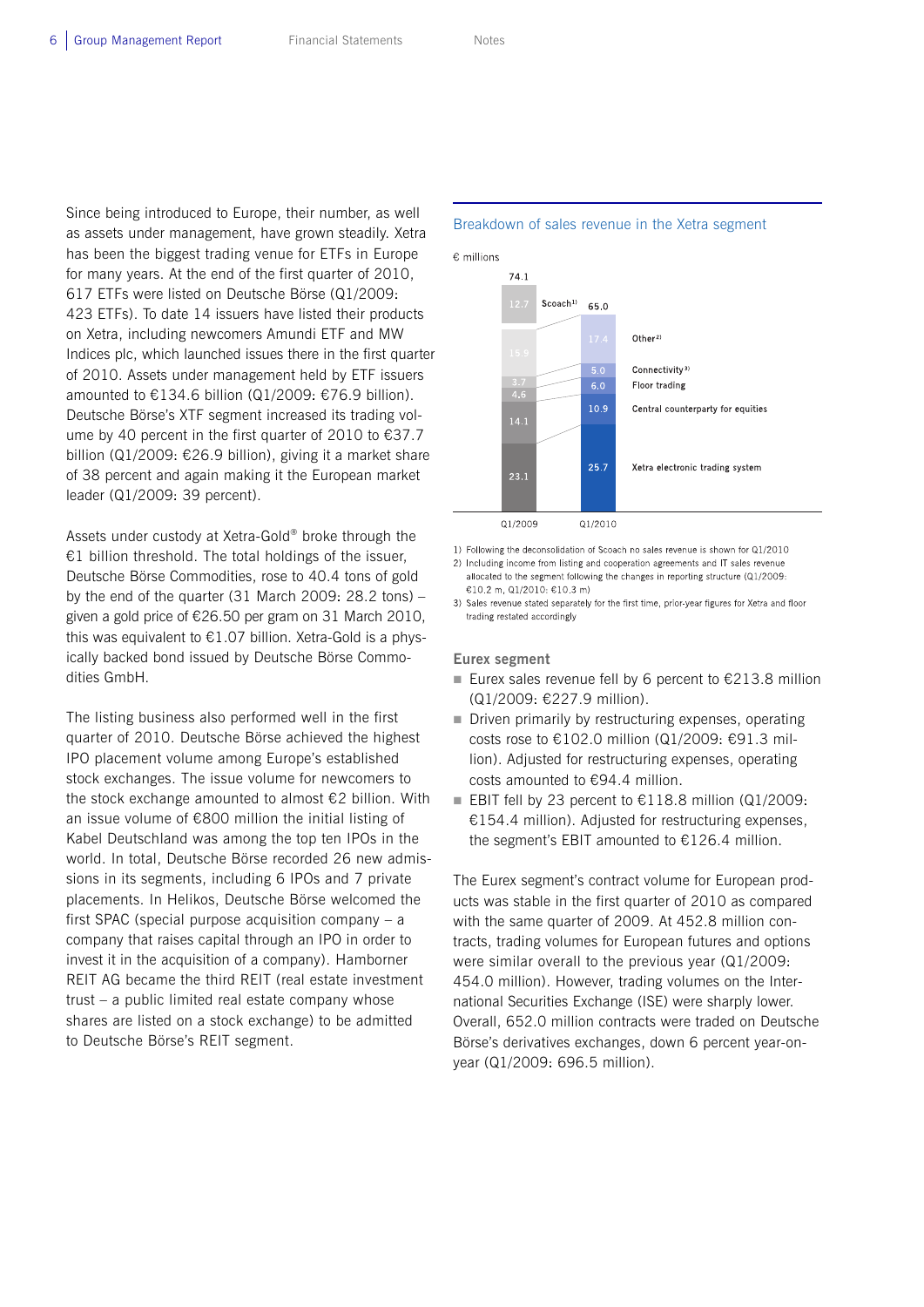Since being introduced to Europe, their number, as well as assets under management, have grown steadily. Xetra has been the biggest trading venue for ETFs in Europe for many years. At the end of the first quarter of 2010, 617 ETFs were listed on Deutsche Börse (Q1/2009: 423 ETFs). To date 14 issuers have listed their products on Xetra, including newcomers Amundi ETF and MW Indices plc, which launched issues there in the first quarter of 2010. Assets under management held by ETF issuers amounted to €134.6 billion (Q1/2009: €76.9 billion). Deutsche Börse's XTF segment increased its trading volume by 40 percent in the first quarter of 2010 to €37.7 billion (Q1/2009: €26.9 billion), giving it a market share of 38 percent and again making it the European market leader (Q1/2009: 39 percent).

Assets under custody at Xetra-Gold® broke through the €1 billion threshold. The total holdings of the issuer, Deutsche Börse Commodities, rose to 40.4 tons of gold by the end of the quarter (31 March 2009: 28.2 tons) – given a gold price of €26.50 per gram on 31 March 2010, this was equivalent to €1.07 billion. Xetra-Gold is a physically backed bond issued by Deutsche Börse Commodities GmbH.

The listing business also performed well in the first quarter of 2010. Deutsche Börse achieved the highest IPO placement volume among Europe's established stock exchanges. The issue volume for newcomers to the stock exchange amounted to almost €2 billion. With an issue volume of €800 million the initial listing of Kabel Deutschland was among the top ten IPOs in the world. In total, Deutsche Börse recorded 26 new admissions in its segments, including 6 IPOs and 7 private placements. In Helikos, Deutsche Börse welcomed the first SPAC (special purpose acquisition company – a company that raises capital through an IPO in order to invest it in the acquisition of a company). Hamborner REIT AG became the third REIT (real estate investment trust – a public limited real estate company whose shares are listed on a stock exchange) to be admitted to Deutsche Börse's REIT segment.

**Breakdown of sales revenue in the Xetra segment**

€ millions

| | Q1/2009 | Q1/2010 |
|---|---|---|
| Scoach[1] | 12.7 | – |
| Other[2] | 15.9 | 17.4 |
| Connectivity[3] | 3.7 | 5.0 |
| Floor trading | 4.6 | 6.0 |
| Central counterparty for equities | 14.1 | 10.9 |
| Xetra electronic trading system | 23.1 | 25.7 |
| **Total** | **74.1** | **65.0** |

1) Following the deconsolidation of Scoach no sales revenue is shown for Q1/2010
2) Including income from listing and cooperation agreements and IT sales revenue allocated to the segment following the changes in reporting structure (Q1/2009: €10.2 m, Q1/2010: €10.3 m)
3) Sales revenue stated separately for the first time, prior-year figures for Xetra and floor trading restated accordingly

**Eurex segment**

- Eurex sales revenue fell by 6 percent to €213.8 million (Q1/2009: €227.9 million).
- Driven primarily by restructuring expenses, operating costs rose to €102.0 million (Q1/2009: €91.3 million). Adjusted for restructuring expenses, operating costs amounted to €94.4 million.
- EBIT fell by 23 percent to €118.8 million (Q1/2009: €154.4 million). Adjusted for restructuring expenses, the segment's EBIT amounted to €126.4 million.

The Eurex segment's contract volume for European products was stable in the first quarter of 2010 as compared with the same quarter of 2009. At 452.8 million contracts, trading volumes for European futures and options were similar overall to the previous year (Q1/2009: 454.0 million). However, trading volumes on the International Securities Exchange (ISE) were sharply lower. Overall, 652.0 million contracts were traded on Deutsche Börse's derivatives exchanges, down 6 percent year-on-year (Q1/2009: 696.5 million).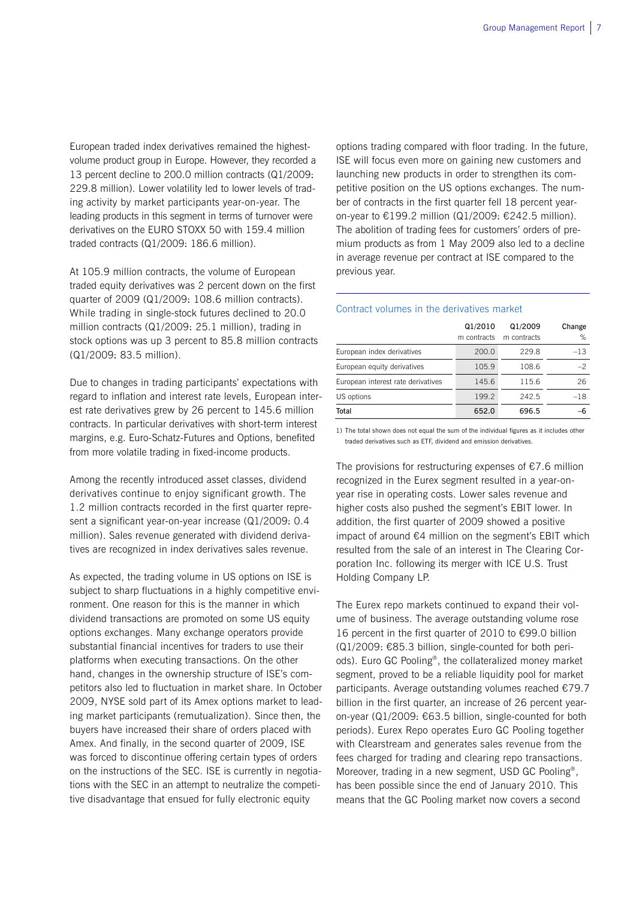European traded index derivatives remained the highest-volume product group in Europe. However, they recorded a 13 percent decline to 200.0 million contracts (Q1/2009: 229.8 million). Lower volatility led to lower levels of trading activity by market participants year-on-year. The leading products in this segment in terms of turnover were derivatives on the EURO STOXX 50 with 159.4 million traded contracts (Q1/2009: 186.6 million).

At 105.9 million contracts, the volume of European traded equity derivatives was 2 percent down on the first quarter of 2009 (Q1/2009: 108.6 million contracts). While trading in single-stock futures declined to 20.0 million contracts (Q1/2009: 25.1 million), trading in stock options was up 3 percent to 85.8 million contracts (Q1/2009: 83.5 million).

Due to changes in trading participants' expectations with regard to inflation and interest rate levels, European interest rate derivatives grew by 26 percent to 145.6 million contracts. In particular derivatives with short-term interest margins, e.g. Euro-Schatz-Futures and Options, benefited from more volatile trading in fixed-income products.

Among the recently introduced asset classes, dividend derivatives continue to enjoy significant growth. The 1.2 million contracts recorded in the first quarter represent a significant year-on-year increase (Q1/2009: 0.4 million). Sales revenue generated with dividend derivatives are recognized in index derivatives sales revenue.

As expected, the trading volume in US options on ISE is subject to sharp fluctuations in a highly competitive environment. One reason for this is the manner in which dividend transactions are promoted on some US equity options exchanges. Many exchange operators provide substantial financial incentives for traders to use their platforms when executing transactions. On the other hand, changes in the ownership structure of ISE's competitors also led to fluctuation in market share. In October 2009, NYSE sold part of its Amex options market to leading market participants (remutualization). Since then, the buyers have increased their share of orders placed with Amex. And finally, in the second quarter of 2009, ISE was forced to discontinue offering certain types of orders on the instructions of the SEC. ISE is currently in negotiations with the SEC in an attempt to neutralize the competitive disadvantage that ensued for fully electronic equity options trading compared with floor trading. In the future, ISE will focus even more on gaining new customers and launching new products in order to strengthen its competitive position on the US options exchanges. The number of contracts in the first quarter fell 18 percent year-on-year to €199.2 million (Q1/2009: €242.5 million). The abolition of trading fees for customers' orders of premium products as from 1 May 2009 also led to a decline in average revenue per contract at ISE compared to the previous year.

**Contract volumes in the derivatives market**

| | Q1/2010 m contracts | Q1/2009 m contracts | Change % |
|---|---|---|---|
| European index derivatives | 200.0 | 229.8 | –13 |
| European equity derivatives | 105.9 | 108.6 | –2 |
| European interest rate derivatives | 145.6 | 115.6 | 26 |
| US options | 199.2 | 242.5 | –18 |
| **Total** | **652.0** | **696.5** | **–6** |

1) The total shown does not equal the sum of the individual figures as it includes other traded derivatives such as ETF, dividend and emission derivatives.

The provisions for restructuring expenses of €7.6 million recognized in the Eurex segment resulted in a year-on-year rise in operating costs. Lower sales revenue and higher costs also pushed the segment's EBIT lower. In addition, the first quarter of 2009 showed a positive impact of around €4 million on the segment's EBIT which resulted from the sale of an interest in The Clearing Corporation Inc. following its merger with ICE U.S. Trust Holding Company LP.

The Eurex repo markets continued to expand their volume of business. The average outstanding volume rose 16 percent in the first quarter of 2010 to €99.0 billion (Q1/2009: €85.3 billion, single-counted for both periods). Euro GC Pooling®, the collateralized money market segment, proved to be a reliable liquidity pool for market participants. Average outstanding volumes reached €79.7 billion in the first quarter, an increase of 26 percent year-on-year (Q1/2009: €63.5 billion, single-counted for both periods). Eurex Repo operates Euro GC Pooling together with Clearstream and generates sales revenue from the fees charged for trading and clearing repo transactions. Moreover, trading in a new segment, USD GC Pooling®, has been possible since the end of January 2010. This means that the GC Pooling market now covers a second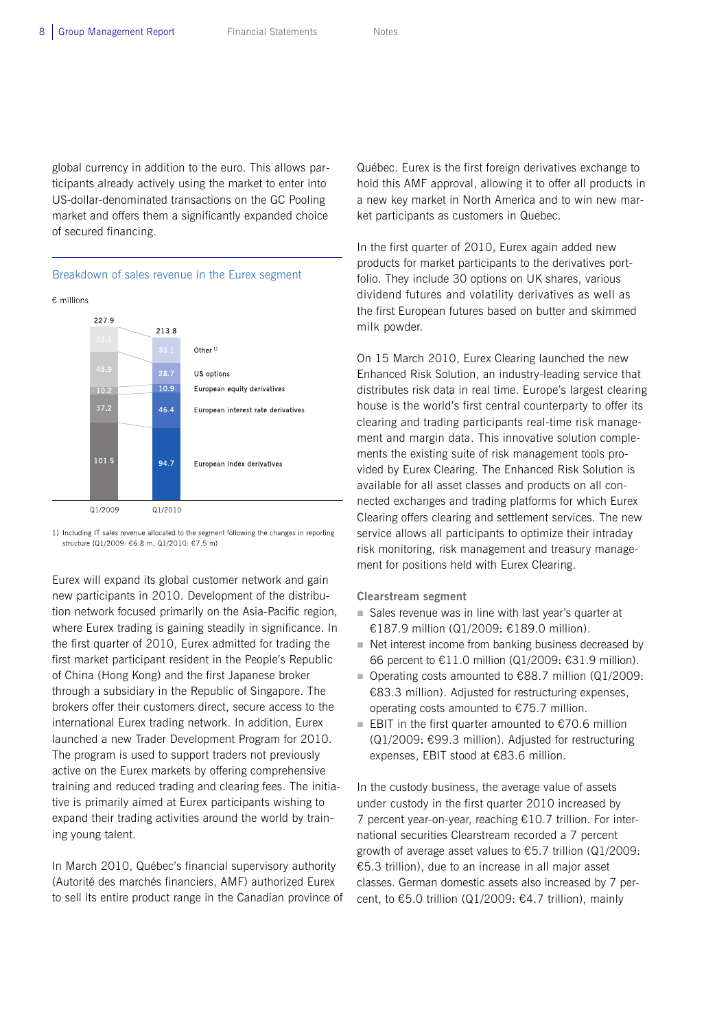global currency in addition to the euro. This allows participants already actively using the market to enter into US-dollar-denominated transactions on the GC Pooling market and offers them a significantly expanded choice of secured financing.

### Breakdown of sales revenue in the Eurex segment

€ millions

| | Q1/2009 | Q1/2010 |
|---|---|---|
| Other[1] | 33.1 | 33.1 |
| US options | 45.9 | 28.7 |
| European equity derivatives | 10.2 | 10.9 |
| European interest rate derivatives | 37.2 | 46.4 |
| European index derivatives | 101.5 | 94.7 |
| **Total** | **227.9** | **213.8** |

1) Including IT sales revenue allocated to the segment following the changes in reporting structure (Q1/2009: €6.8 m, Q1/2010: €7.5 m)

Eurex will expand its global customer network and gain new participants in 2010. Development of the distribution network focused primarily on the Asia-Pacific region, where Eurex trading is gaining steadily in significance. In the first quarter of 2010, Eurex admitted for trading the first market participant resident in the People's Republic of China (Hong Kong) and the first Japanese broker through a subsidiary in the Republic of Singapore. The brokers offer their customers direct, secure access to the international Eurex trading network. In addition, Eurex launched a new Trader Development Program for 2010. The program is used to support traders not previously active on the Eurex markets by offering comprehensive training and reduced trading and clearing fees. The initiative is primarily aimed at Eurex participants wishing to expand their trading activities around the world by training young talent.

In March 2010, Québec's financial supervisory authority (Autorité des marchés financiers, AMF) authorized Eurex to sell its entire product range in the Canadian province of Québec. Eurex is the first foreign derivatives exchange to hold this AMF approval, allowing it to offer all products in a new key market in North America and to win new market participants as customers in Quebec.

In the first quarter of 2010, Eurex again added new products for market participants to the derivatives portfolio. They include 30 options on UK shares, various dividend futures and volatility derivatives as well as the first European futures based on butter and skimmed milk powder.

On 15 March 2010, Eurex Clearing launched the new Enhanced Risk Solution, an industry-leading service that distributes risk data in real time. Europe's largest clearing house is the world's first central counterparty to offer its clearing and trading participants real-time risk management and margin data. This innovative solution complements the existing suite of risk management tools provided by Eurex Clearing. The Enhanced Risk Solution is available for all asset classes and products on all connected exchanges and trading platforms for which Eurex Clearing offers clearing and settlement services. The new service allows all participants to optimize their intraday risk monitoring, risk management and treasury management for positions held with Eurex Clearing.

**Clearstream segment**

- Sales revenue was in line with last year's quarter at €187.9 million (Q1/2009: €189.0 million).
- Net interest income from banking business decreased by 66 percent to €11.0 million (Q1/2009: €31.9 million).
- Operating costs amounted to €88.7 million (Q1/2009: €83.3 million). Adjusted for restructuring expenses, operating costs amounted to €75.7 million.
- EBIT in the first quarter amounted to €70.6 million (Q1/2009: €99.3 million). Adjusted for restructuring expenses, EBIT stood at €83.6 million.

In the custody business, the average value of assets under custody in the first quarter 2010 increased by 7 percent year-on-year, reaching €10.7 trillion. For international securities Clearstream recorded a 7 percent growth of average asset values to €5.7 trillion (Q1/2009: €5.3 trillion), due to an increase in all major asset classes. German domestic assets also increased by 7 percent, to €5.0 trillion (Q1/2009: €4.7 trillion), mainly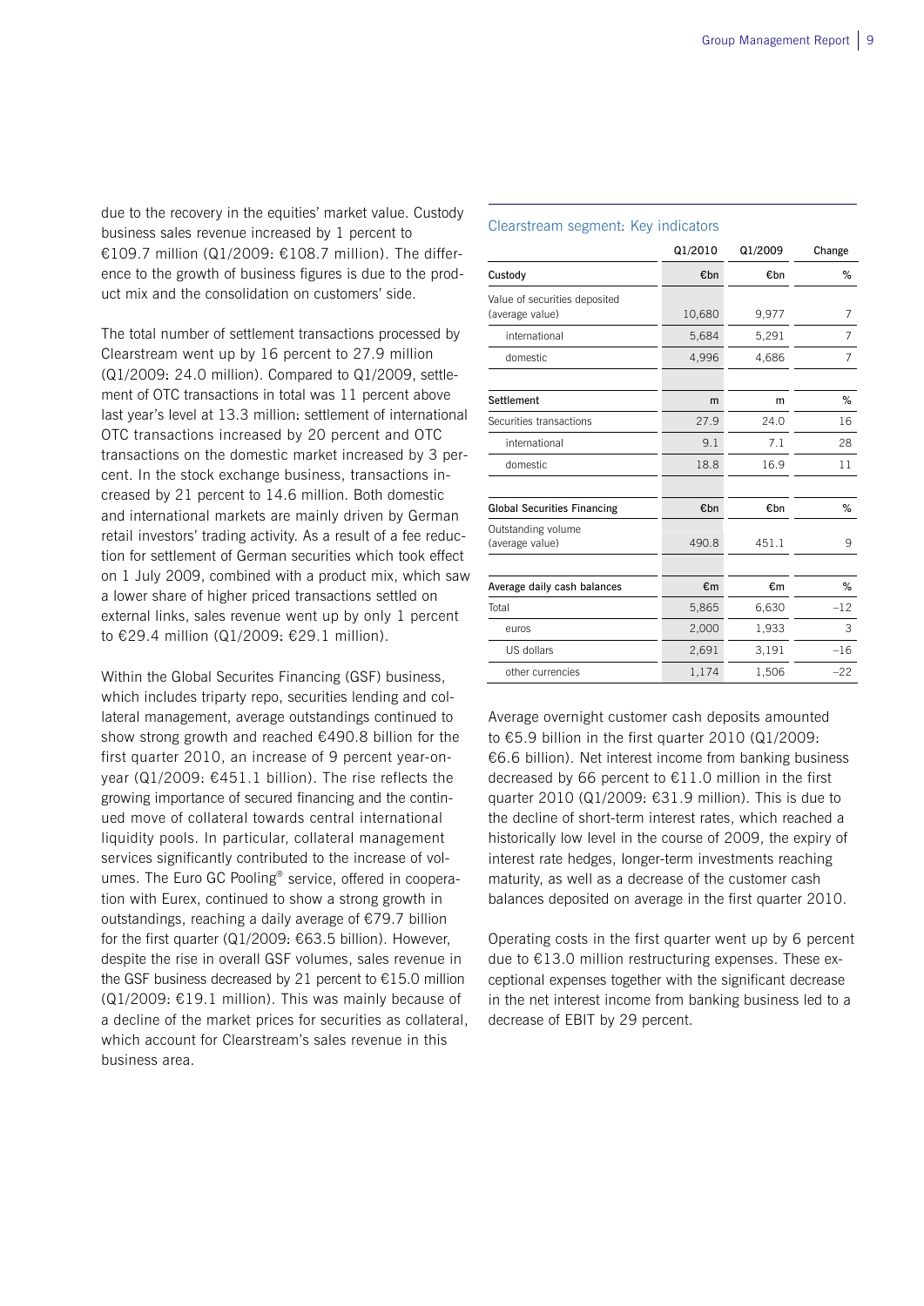due to the recovery in the equities' market value. Custody business sales revenue increased by 1 percent to €109.7 million (Q1/2009: €108.7 million). The difference to the growth of business figures is due to the product mix and the consolidation on customers' side.

The total number of settlement transactions processed by Clearstream went up by 16 percent to 27.9 million (Q1/2009: 24.0 million). Compared to Q1/2009, settlement of OTC transactions in total was 11 percent above last year's level at 13.3 million: settlement of international OTC transactions increased by 20 percent and OTC transactions on the domestic market increased by 3 percent. In the stock exchange business, transactions increased by 21 percent to 14.6 million. Both domestic and international markets are mainly driven by German retail investors' trading activity. As a result of a fee reduction for settlement of German securities which took effect on 1 July 2009, combined with a product mix, which saw a lower share of higher priced transactions settled on external links, sales revenue went up by only 1 percent to €29.4 million (Q1/2009: €29.1 million).

Within the Global Securites Financing (GSF) business, which includes triparty repo, securities lending and collateral management, average outstandings continued to show strong growth and reached €490.8 billion for the first quarter 2010, an increase of 9 percent year-on-year (Q1/2009: €451.1 billion). The rise reflects the growing importance of secured financing and the continued move of collateral towards central international liquidity pools. In particular, collateral management services significantly contributed to the increase of volumes. The Euro GC Pooling® service, offered in cooperation with Eurex, continued to show a strong growth in outstandings, reaching a daily average of €79.7 billion for the first quarter (Q1/2009: €63.5 billion). However, despite the rise in overall GSF volumes, sales revenue in the GSF business decreased by 21 percent to €15.0 million (Q1/2009: €19.1 million). This was mainly because of a decline of the market prices for securities as collateral, which account for Clearstream's sales revenue in this business area.

### Clearstream segment: Key indicators

| | Q1/2010 | Q1/2009 | Change |
|---|---|---|---|
| **Custody** | **€bn** | **€bn** | **%** |
| Value of securities deposited (average value) | 10,680 | 9,977 | 7 |
| international | 5,684 | 5,291 | 7 |
| domestic | 4,996 | 4,686 | 7 |
| | | | |
| **Settlement** | **m** | **m** | **%** |
| Securities transactions | 27.9 | 24.0 | 16 |
| international | 9.1 | 7.1 | 28 |
| domestic | 18.8 | 16.9 | 11 |
| | | | |
| **Global Securities Financing** | **€bn** | **€bn** | **%** |
| Outstanding volume (average value) | 490.8 | 451.1 | 9 |
| | | | |
| **Average daily cash balances** | **€m** | **€m** | **%** |
| Total | 5,865 | 6,630 | –12 |
| euros | 2,000 | 1,933 | 3 |
| US dollars | 2,691 | 3,191 | –16 |
| other currencies | 1,174 | 1,506 | –22 |

Average overnight customer cash deposits amounted to €5.9 billion in the first quarter 2010 (Q1/2009: €6.6 billion). Net interest income from banking business decreased by 66 percent to €11.0 million in the first quarter 2010 (Q1/2009: €31.9 million). This is due to the decline of short-term interest rates, which reached a historically low level in the course of 2009, the expiry of interest rate hedges, longer-term investments reaching maturity, as well as a decrease of the customer cash balances deposited on average in the first quarter 2010.

Operating costs in the first quarter went up by 6 percent due to €13.0 million restructuring expenses. These exceptional expenses together with the significant decrease in the net interest income from banking business led to a decrease of EBIT by 29 percent.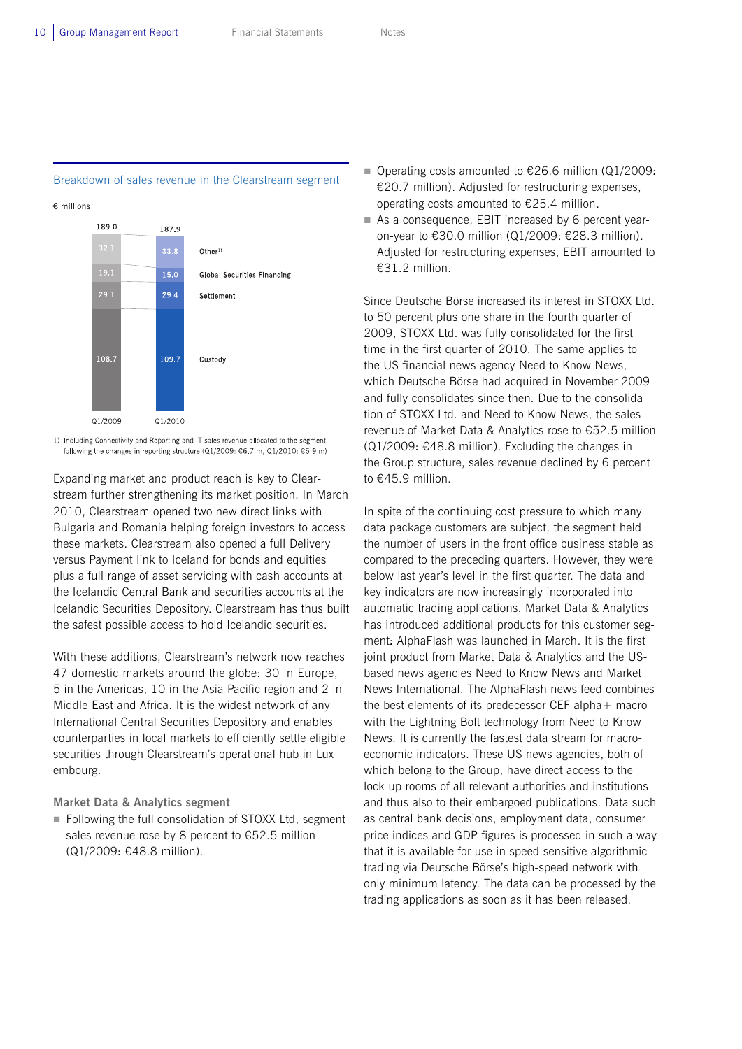### Breakdown of sales revenue in the Clearstream segment

€ millions

| | Q1/2009 | Q1/2010 |
|---|---|---|
| Other[1)] | 32.1 | 33.8 |
| Global Securities Financing | 19.1 | 15.0 |
| Settlement | 29.1 | 29.4 |
| Custody | 108.7 | 109.7 |
| Total | 189.0 | 187.9 |

1) Including Connectivity and Reporting and IT sales revenue allocated to the segment following the changes in reporting structure (Q1/2009: €6.7 m, Q1/2010: €5.9 m)

Expanding market and product reach is key to Clearstream further strengthening its market position. In March 2010, Clearstream opened two new direct links with Bulgaria and Romania helping foreign investors to access these markets. Clearstream also opened a full Delivery versus Payment link to Iceland for bonds and equities plus a full range of asset servicing with cash accounts at the Icelandic Central Bank and securities accounts at the Icelandic Securities Depository. Clearstream has thus built the safest possible access to hold Icelandic securities.

With these additions, Clearstream's network now reaches 47 domestic markets around the globe: 30 in Europe, 5 in the Americas, 10 in the Asia Pacific region and 2 in Middle-East and Africa. It is the widest network of any International Central Securities Depository and enables counterparties in local markets to efficiently settle eligible securities through Clearstream's operational hub in Luxembourg.

#### Market Data & Analytics segment

- Following the full consolidation of STOXX Ltd, segment sales revenue rose by 8 percent to €52.5 million (Q1/2009: €48.8 million).
- Operating costs amounted to €26.6 million (Q1/2009: €20.7 million). Adjusted for restructuring expenses, operating costs amounted to €25.4 million.
- As a consequence, EBIT increased by 6 percent year-on-year to €30.0 million (Q1/2009: €28.3 million). Adjusted for restructuring expenses, EBIT amounted to €31.2 million.

Since Deutsche Börse increased its interest in STOXX Ltd. to 50 percent plus one share in the fourth quarter of 2009, STOXX Ltd. was fully consolidated for the first time in the first quarter of 2010. The same applies to the US financial news agency Need to Know News, which Deutsche Börse had acquired in November 2009 and fully consolidates since then. Due to the consolidation of STOXX Ltd. and Need to Know News, the sales revenue of Market Data & Analytics rose to €52.5 million (Q1/2009: €48.8 million). Excluding the changes in the Group structure, sales revenue declined by 6 percent to €45.9 million.

In spite of the continuing cost pressure to which many data package customers are subject, the segment held the number of users in the front office business stable as compared to the preceding quarters. However, they were below last year's level in the first quarter. The data and key indicators are now increasingly incorporated into automatic trading applications. Market Data & Analytics has introduced additional products for this customer segment: AlphaFlash was launched in March. It is the first joint product from Market Data & Analytics and the US-based news agencies Need to Know News and Market News International. The AlphaFlash news feed combines the best elements of its predecessor CEF alpha+ macro with the Lightning Bolt technology from Need to Know News. It is currently the fastest data stream for macro-economic indicators. These US news agencies, both of which belong to the Group, have direct access to the lock-up rooms of all relevant authorities and institutions and thus also to their embargoed publications. Data such as central bank decisions, employment data, consumer price indices and GDP figures is processed in such a way that it is available for use in speed-sensitive algorithmic trading via Deutsche Börse's high-speed network with only minimum latency. The data can be processed by the trading applications as soon as it has been released.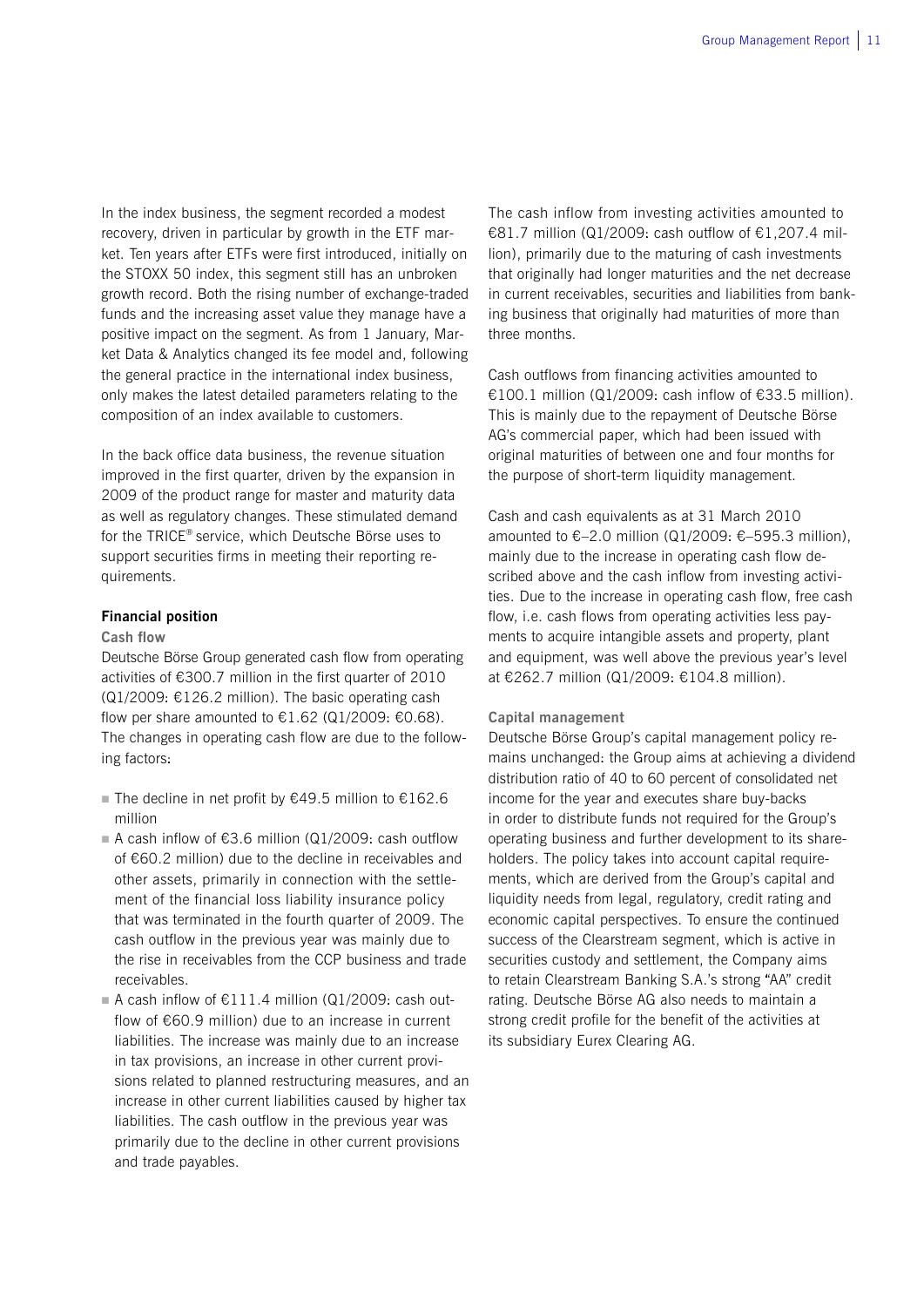In the index business, the segment recorded a modest recovery, driven in particular by growth in the ETF market. Ten years after ETFs were first introduced, initially on the STOXX 50 index, this segment still has an unbroken growth record. Both the rising number of exchange-traded funds and the increasing asset value they manage have a positive impact on the segment. As from 1 January, Market Data & Analytics changed its fee model and, following the general practice in the international index business, only makes the latest detailed parameters relating to the composition of an index available to customers.

In the back office data business, the revenue situation improved in the first quarter, driven by the expansion in 2009 of the product range for master and maturity data as well as regulatory changes. These stimulated demand for the TRICE® service, which Deutsche Börse uses to support securities firms in meeting their reporting requirements.

### Financial position

#### Cash flow

Deutsche Börse Group generated cash flow from operating activities of €300.7 million in the first quarter of 2010 (Q1/2009: €126.2 million). The basic operating cash flow per share amounted to €1.62 (Q1/2009: €0.68). The changes in operating cash flow are due to the following factors:

- The decline in net profit by €49.5 million to €162.6 million
- A cash inflow of €3.6 million (Q1/2009: cash outflow of €60.2 million) due to the decline in receivables and other assets, primarily in connection with the settlement of the financial loss liability insurance policy that was terminated in the fourth quarter of 2009. The cash outflow in the previous year was mainly due to the rise in receivables from the CCP business and trade receivables.
- A cash inflow of €111.4 million (Q1/2009: cash outflow of €60.9 million) due to an increase in current liabilities. The increase was mainly due to an increase in tax provisions, an increase in other current provisions related to planned restructuring measures, and an increase in other current liabilities caused by higher tax liabilities. The cash outflow in the previous year was primarily due to the decline in other current provisions and trade payables.

The cash inflow from investing activities amounted to €81.7 million (Q1/2009: cash outflow of €1,207.4 million), primarily due to the maturing of cash investments that originally had longer maturities and the net decrease in current receivables, securities and liabilities from banking business that originally had maturities of more than three months.

Cash outflows from financing activities amounted to €100.1 million (Q1/2009: cash inflow of €33.5 million). This is mainly due to the repayment of Deutsche Börse AG's commercial paper, which had been issued with original maturities of between one and four months for the purpose of short-term liquidity management.

Cash and cash equivalents as at 31 March 2010 amounted to €–2.0 million (Q1/2009: €–595.3 million), mainly due to the increase in operating cash flow described above and the cash inflow from investing activities. Due to the increase in operating cash flow, free cash flow, i.e. cash flows from operating activities less payments to acquire intangible assets and property, plant and equipment, was well above the previous year's level at €262.7 million (Q1/2009: €104.8 million).

#### Capital management

Deutsche Börse Group's capital management policy remains unchanged: the Group aims at achieving a dividend distribution ratio of 40 to 60 percent of consolidated net income for the year and executes share buy-backs in order to distribute funds not required for the Group's operating business and further development to its shareholders. The policy takes into account capital requirements, which are derived from the Group's capital and liquidity needs from legal, regulatory, credit rating and economic capital perspectives. To ensure the continued success of the Clearstream segment, which is active in securities custody and settlement, the Company aims to retain Clearstream Banking S.A.'s strong "AA" credit rating. Deutsche Börse AG also needs to maintain a strong credit profile for the benefit of the activities at its subsidiary Eurex Clearing AG.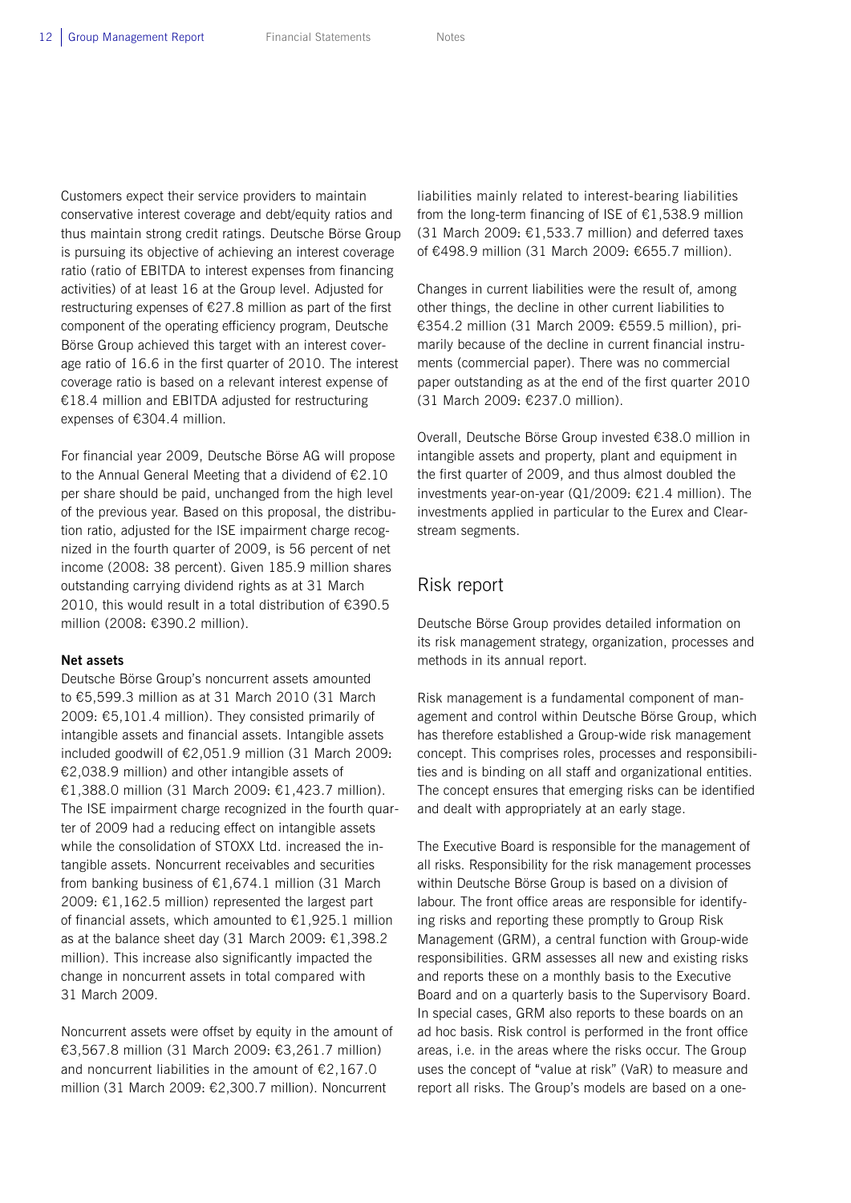Customers expect their service providers to maintain conservative interest coverage and debt/equity ratios and thus maintain strong credit ratings. Deutsche Börse Group is pursuing its objective of achieving an interest coverage ratio (ratio of EBITDA to interest expenses from financing activities) of at least 16 at the Group level. Adjusted for restructuring expenses of €27.8 million as part of the first component of the operating efficiency program, Deutsche Börse Group achieved this target with an interest coverage ratio of 16.6 in the first quarter of 2010. The interest coverage ratio is based on a relevant interest expense of €18.4 million and EBITDA adjusted for restructuring expenses of €304.4 million.

For financial year 2009, Deutsche Börse AG will propose to the Annual General Meeting that a dividend of €2.10 per share should be paid, unchanged from the high level of the previous year. Based on this proposal, the distribution ratio, adjusted for the ISE impairment charge recognized in the fourth quarter of 2009, is 56 percent of net income (2008: 38 percent). Given 185.9 million shares outstanding carrying dividend rights as at 31 March 2010, this would result in a total distribution of €390.5 million (2008: €390.2 million).

**Net assets**

Deutsche Börse Group's noncurrent assets amounted to €5,599.3 million as at 31 March 2010 (31 March 2009: €5,101.4 million). They consisted primarily of intangible assets and financial assets. Intangible assets included goodwill of €2,051.9 million (31 March 2009: €2,038.9 million) and other intangible assets of €1,388.0 million (31 March 2009: €1,423.7 million). The ISE impairment charge recognized in the fourth quarter of 2009 had a reducing effect on intangible assets while the consolidation of STOXX Ltd. increased the intangible assets. Noncurrent receivables and securities from banking business of €1,674.1 million (31 March 2009: €1,162.5 million) represented the largest part of financial assets, which amounted to €1,925.1 million as at the balance sheet day (31 March 2009: €1,398.2 million). This increase also significantly impacted the change in noncurrent assets in total compared with 31 March 2009.

Noncurrent assets were offset by equity in the amount of €3,567.8 million (31 March 2009: €3,261.7 million) and noncurrent liabilities in the amount of €2,167.0 million (31 March 2009: €2,300.7 million). Noncurrent liabilities mainly related to interest-bearing liabilities from the long-term financing of ISE of €1,538.9 million (31 March 2009: €1,533.7 million) and deferred taxes of €498.9 million (31 March 2009: €655.7 million).

Changes in current liabilities were the result of, among other things, the decline in other current liabilities to €354.2 million (31 March 2009: €559.5 million), primarily because of the decline in current financial instruments (commercial paper). There was no commercial paper outstanding as at the end of the first quarter 2010 (31 March 2009: €237.0 million).

Overall, Deutsche Börse Group invested €38.0 million in intangible assets and property, plant and equipment in the first quarter of 2009, and thus almost doubled the investments year-on-year (Q1/2009: €21.4 million). The investments applied in particular to the Eurex and Clearstream segments.

## Risk report

Deutsche Börse Group provides detailed information on its risk management strategy, organization, processes and methods in its annual report.

Risk management is a fundamental component of management and control within Deutsche Börse Group, which has therefore established a Group-wide risk management concept. This comprises roles, processes and responsibilities and is binding on all staff and organizational entities. The concept ensures that emerging risks can be identified and dealt with appropriately at an early stage.

The Executive Board is responsible for the management of all risks. Responsibility for the risk management processes within Deutsche Börse Group is based on a division of labour. The front office areas are responsible for identifying risks and reporting these promptly to Group Risk Management (GRM), a central function with Group-wide responsibilities. GRM assesses all new and existing risks and reports these on a monthly basis to the Executive Board and on a quarterly basis to the Supervisory Board. In special cases, GRM also reports to these boards on an ad hoc basis. Risk control is performed in the front office areas, i.e. in the areas where the risks occur. The Group uses the concept of "value at risk" (VaR) to measure and report all risks. The Group's models are based on a one-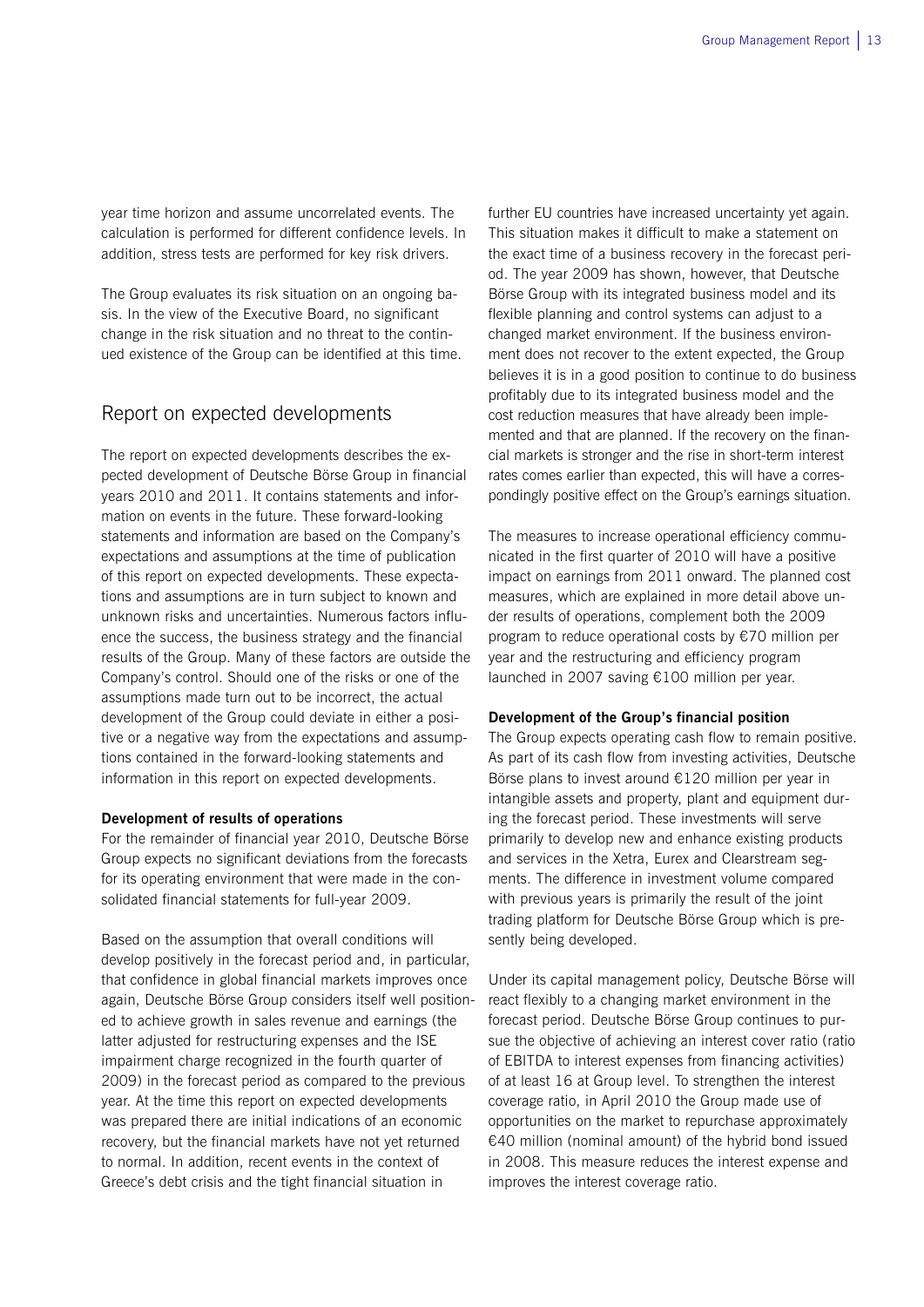year time horizon and assume uncorrelated events. The calculation is performed for different confidence levels. In addition, stress tests are performed for key risk drivers.

The Group evaluates its risk situation on an ongoing basis. In the view of the Executive Board, no significant change in the risk situation and no threat to the continued existence of the Group can be identified at this time.

## Report on expected developments

The report on expected developments describes the expected development of Deutsche Börse Group in financial years 2010 and 2011. It contains statements and information on events in the future. These forward-looking statements and information are based on the Company's expectations and assumptions at the time of publication of this report on expected developments. These expectations and assumptions are in turn subject to known and unknown risks and uncertainties. Numerous factors influence the success, the business strategy and the financial results of the Group. Many of these factors are outside the Company's control. Should one of the risks or one of the assumptions made turn out to be incorrect, the actual development of the Group could deviate in either a positive or a negative way from the expectations and assumptions contained in the forward-looking statements and information in this report on expected developments.

**Development of results of operations**

For the remainder of financial year 2010, Deutsche Börse Group expects no significant deviations from the forecasts for its operating environment that were made in the consolidated financial statements for full-year 2009.

Based on the assumption that overall conditions will develop positively in the forecast period and, in particular, that confidence in global financial markets improves once again, Deutsche Börse Group considers itself well positioned to achieve growth in sales revenue and earnings (the latter adjusted for restructuring expenses and the ISE impairment charge recognized in the fourth quarter of 2009) in the forecast period as compared to the previous year. At the time this report on expected developments was prepared there are initial indications of an economic recovery, but the financial markets have not yet returned to normal. In addition, recent events in the context of Greece's debt crisis and the tight financial situation in further EU countries have increased uncertainty yet again. This situation makes it difficult to make a statement on the exact time of a business recovery in the forecast period. The year 2009 has shown, however, that Deutsche Börse Group with its integrated business model and its flexible planning and control systems can adjust to a changed market environment. If the business environment does not recover to the extent expected, the Group believes it is in a good position to continue to do business profitably due to its integrated business model and the cost reduction measures that have already been implemented and that are planned. If the recovery on the financial markets is stronger and the rise in short-term interest rates comes earlier than expected, this will have a correspondingly positive effect on the Group's earnings situation.

The measures to increase operational efficiency communicated in the first quarter of 2010 will have a positive impact on earnings from 2011 onward. The planned cost measures, which are explained in more detail above under results of operations, complement both the 2009 program to reduce operational costs by €70 million per year and the restructuring and efficiency program launched in 2007 saving €100 million per year.

**Development of the Group's financial position**

The Group expects operating cash flow to remain positive. As part of its cash flow from investing activities, Deutsche Börse plans to invest around €120 million per year in intangible assets and property, plant and equipment during the forecast period. These investments will serve primarily to develop new and enhance existing products and services in the Xetra, Eurex and Clearstream segments. The difference in investment volume compared with previous years is primarily the result of the joint trading platform for Deutsche Börse Group which is presently being developed.

Under its capital management policy, Deutsche Börse will react flexibly to a changing market environment in the forecast period. Deutsche Börse Group continues to pursue the objective of achieving an interest cover ratio (ratio of EBITDA to interest expenses from financing activities) of at least 16 at Group level. To strengthen the interest coverage ratio, in April 2010 the Group made use of opportunities on the market to repurchase approximately €40 million (nominal amount) of the hybrid bond issued in 2008. This measure reduces the interest expense and improves the interest coverage ratio.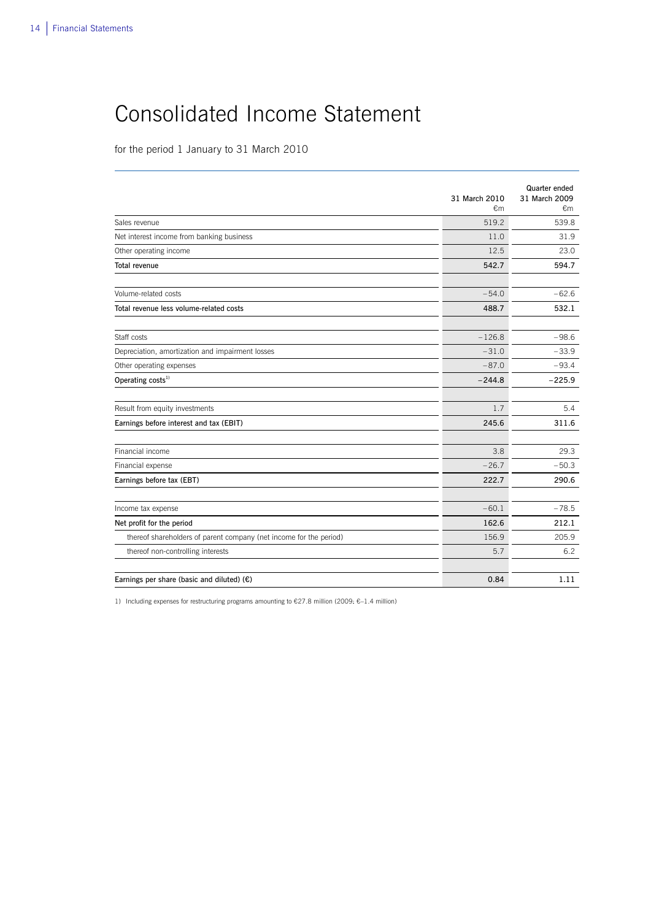# Consolidated Income Statement

for the period 1 January to 31 March 2010

| | | Quarter ended |
|---|---|---|
| | 31 March 2010 €m | 31 March 2009 €m |
| Sales revenue | 519.2 | 539.8 |
| Net interest income from banking business | 11.0 | 31.9 |
| Other operating income | 12.5 | 23.0 |
| **Total revenue** | **542.7** | **594.7** |
| | | |
| Volume-related costs | –54.0 | –62.6 |
| **Total revenue less volume-related costs** | **488.7** | **532.1** |
| | | |
| Staff costs | –126.8 | –98.6 |
| Depreciation, amortization and impairment losses | –31.0 | –33.9 |
| Other operating expenses | –87.0 | –93.4 |
| **Operating costs[1)]** | **–244.8** | **–225.9** |
| | | |
| Result from equity investments | 1.7 | 5.4 |
| **Earnings before interest and tax (EBIT)** | **245.6** | **311.6** |
| | | |
| Financial income | 3.8 | 29.3 |
| Financial expense | –26.7 | –50.3 |
| **Earnings before tax (EBT)** | **222.7** | **290.6** |
| | | |
| Income tax expense | –60.1 | –78.5 |
| **Net profit for the period** | **162.6** | **212.1** |
| thereof shareholders of parent company (net income for the period) | 156.9 | 205.9 |
| thereof non-controlling interests | 5.7 | 6.2 |
| | | |
| **Earnings per share (basic and diluted) (€)** | **0.84** | **1.11** |

1) Including expenses for restructuring programs amounting to €27.8 million (2009: €–1.4 million)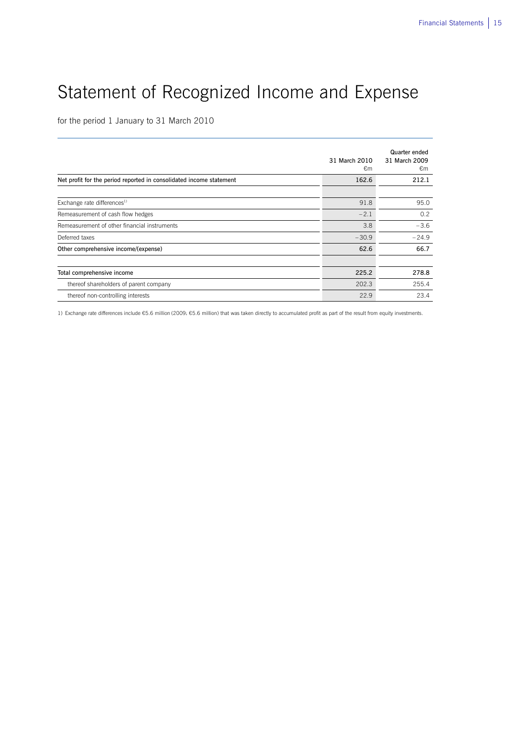# Statement of Recognized Income and Expense

for the period 1 January to 31 March 2010

| | 31 March 2010 €m | Quarter ended 31 March 2009 €m |
|---|---|---|
| **Net profit for the period reported in consolidated income statement** | **162.6** | **212.1** |
| | | |
| Exchange rate differences[1] | 91.8 | 95.0 |
| Remeasurement of cash flow hedges | −2.1 | 0.2 |
| Remeasurement of other financial instruments | 3.8 | −3.6 |
| Deferred taxes | −30.9 | −24.9 |
| **Other comprehensive income/(expense)** | **62.6** | **66.7** |
| | | |
| **Total comprehensive income** | **225.2** | **278.8** |
| thereof shareholders of parent company | 202.3 | 255.4 |
| thereof non-controlling interests | 22.9 | 23.4 |

1) Exchange rate differences include €5.6 million (2009: €5.6 million) that was taken directly to accumulated profit as part of the result from equity investments.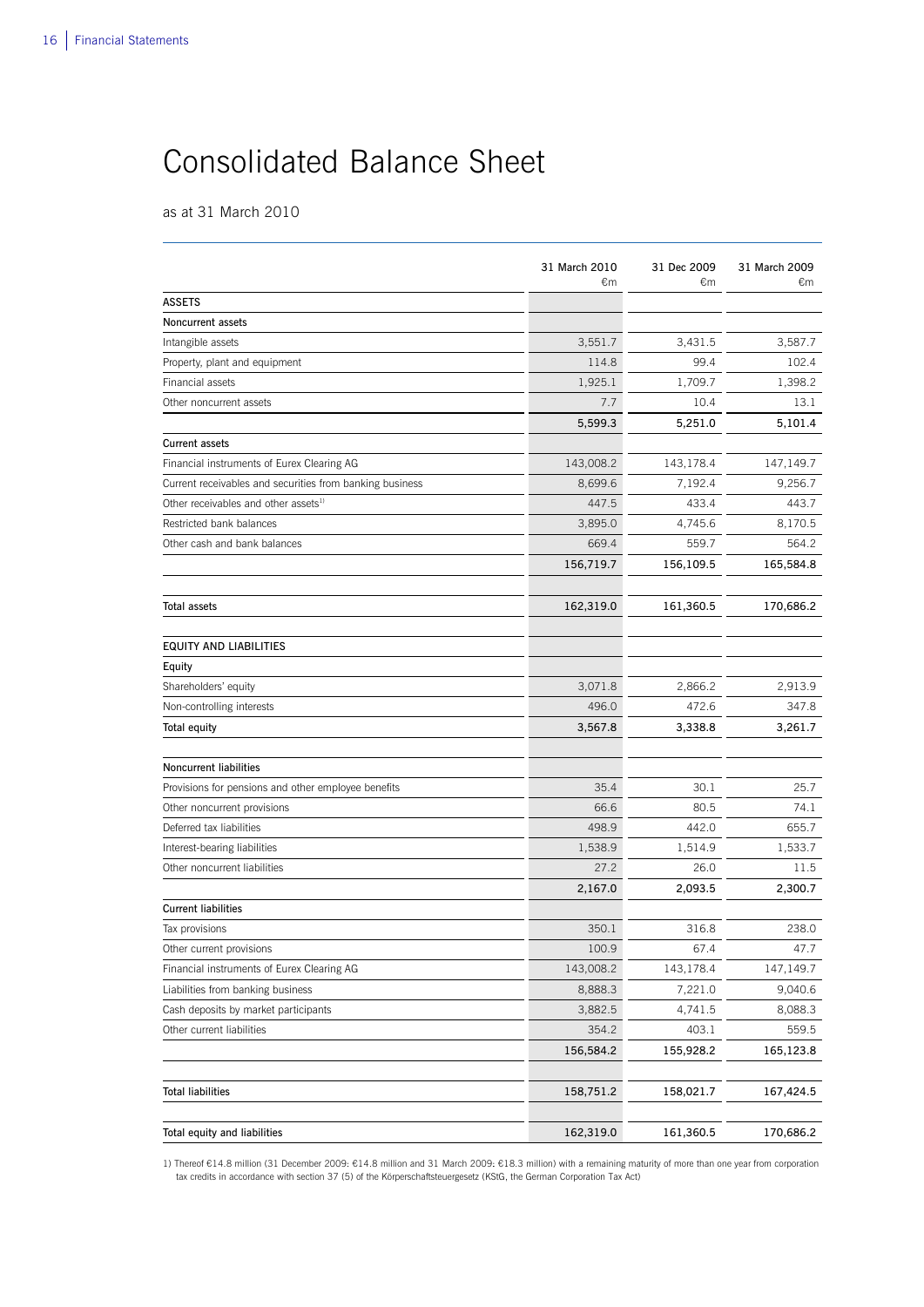# Consolidated Balance Sheet

as at 31 March 2010

| | 31 March 2010 €m | 31 Dec 2009 €m | 31 March 2009 €m |
|---|---|---|---|
| **ASSETS** | | | |
| **Noncurrent assets** | | | |
| Intangible assets | 3,551.7 | 3,431.5 | 3,587.7 |
| Property, plant and equipment | 114.8 | 99.4 | 102.4 |
| Financial assets | 1,925.1 | 1,709.7 | 1,398.2 |
| Other noncurrent assets | 7.7 | 10.4 | 13.1 |
| | **5,599.3** | **5,251.0** | **5,101.4** |
| **Current assets** | | | |
| Financial instruments of Eurex Clearing AG | 143,008.2 | 143,178.4 | 147,149.7 |
| Current receivables and securities from banking business | 8,699.6 | 7,192.4 | 9,256.7 |
| Other receivables and other assets[1] | 447.5 | 433.4 | 443.7 |
| Restricted bank balances | 3,895.0 | 4,745.6 | 8,170.5 |
| Other cash and bank balances | 669.4 | 559.7 | 564.2 |
| | **156,719.7** | **156,109.5** | **165,584.8** |
| **Total assets** | **162,319.0** | **161,360.5** | **170,686.2** |
| **EQUITY AND LIABILITIES** | | | |
| **Equity** | | | |
| Shareholders' equity | 3,071.8 | 2,866.2 | 2,913.9 |
| Non-controlling interests | 496.0 | 472.6 | 347.8 |
| **Total equity** | **3,567.8** | **3,338.8** | **3,261.7** |
| **Noncurrent liabilities** | | | |
| Provisions for pensions and other employee benefits | 35.4 | 30.1 | 25.7 |
| Other noncurrent provisions | 66.6 | 80.5 | 74.1 |
| Deferred tax liabilities | 498.9 | 442.0 | 655.7 |
| Interest-bearing liabilities | 1,538.9 | 1,514.9 | 1,533.7 |
| Other noncurrent liabilities | 27.2 | 26.0 | 11.5 |
| | **2,167.0** | **2,093.5** | **2,300.7** |
| **Current liabilities** | | | |
| Tax provisions | 350.1 | 316.8 | 238.0 |
| Other current provisions | 100.9 | 67.4 | 47.7 |
| Financial instruments of Eurex Clearing AG | 143,008.2 | 143,178.4 | 147,149.7 |
| Liabilities from banking business | 8,888.3 | 7,221.0 | 9,040.6 |
| Cash deposits by market participants | 3,882.5 | 4,741.5 | 8,088.3 |
| Other current liabilities | 354.2 | 403.1 | 559.5 |
| | **156,584.2** | **155,928.2** | **165,123.8** |
| **Total liabilities** | **158,751.2** | **158,021.7** | **167,424.5** |
| **Total equity and liabilities** | **162,319.0** | **161,360.5** | **170,686.2** |

1) Thereof €14.8 million (31 December 2009: €14.8 million and 31 March 2009: €18.3 million) with a remaining maturity of more than one year from corporation tax credits in accordance with section 37 (5) of the Körperschaftsteuergesetz (KStG, the German Corporation Tax Act)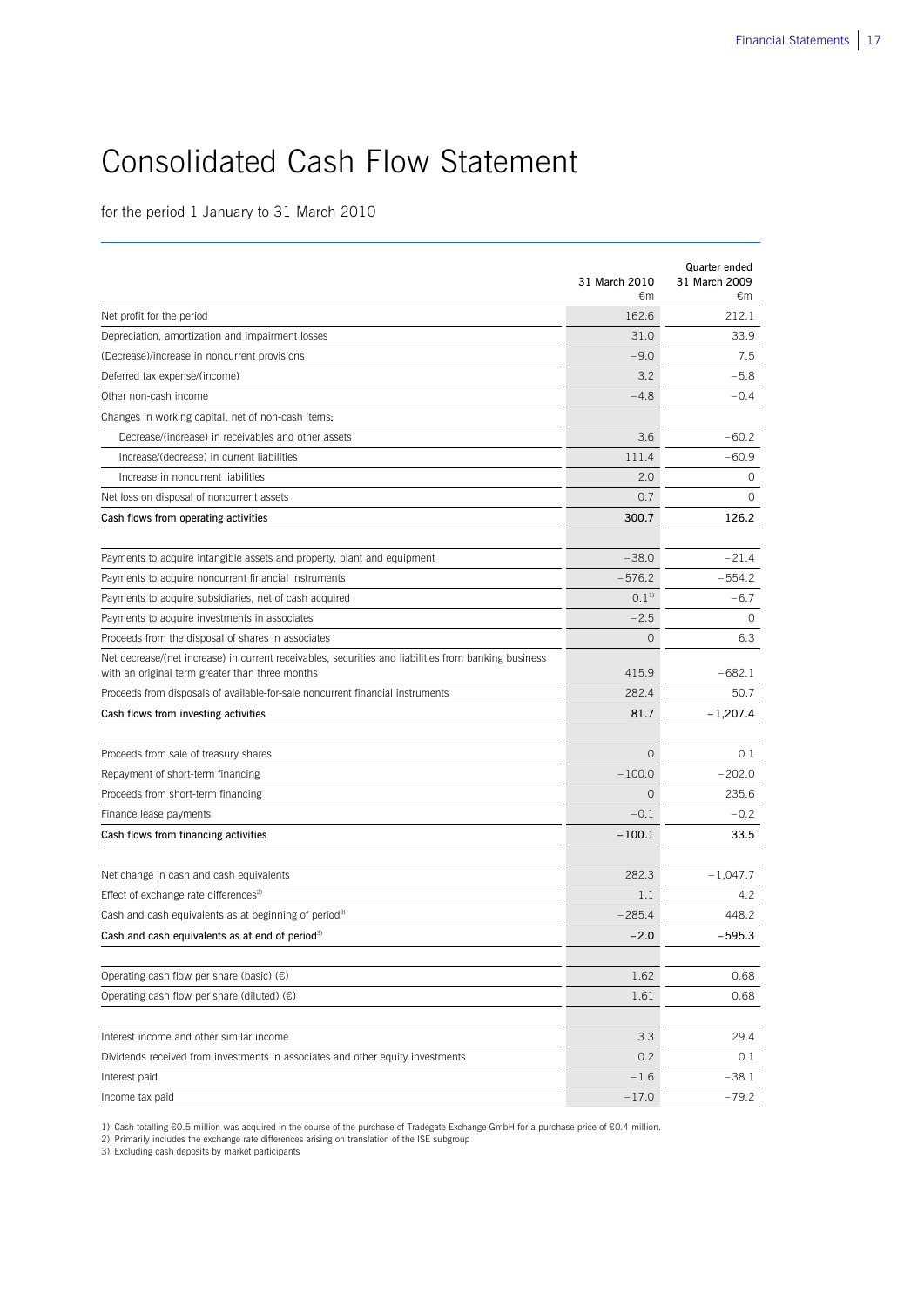# Consolidated Cash Flow Statement

for the period 1 January to 31 March 2010

| | 31 March 2010 €m | Quarter ended 31 March 2009 €m |
|---|---|---|
| Net profit for the period | 162.6 | 212.1 |
| Depreciation, amortization and impairment losses | 31.0 | 33.9 |
| (Decrease)/increase in noncurrent provisions | –9.0 | 7.5 |
| Deferred tax expense/(income) | 3.2 | –5.8 |
| Other non-cash income | –4.8 | –0.4 |
| Changes in working capital, net of non-cash items: | | |
| Decrease/(increase) in receivables and other assets | 3.6 | –60.2 |
| Increase/(decrease) in current liabilities | 111.4 | –60.9 |
| Increase in noncurrent liabilities | 2.0 | 0 |
| Net loss on disposal of noncurrent assets | 0.7 | 0 |
| **Cash flows from operating activities** | **300.7** | **126.2** |
| | | |
| Payments to acquire intangible assets and property, plant and equipment | –38.0 | –21.4 |
| Payments to acquire noncurrent financial instruments | –576.2 | –554.2 |
| Payments to acquire subsidiaries, net of cash acquired | 0.1[1] | –6.7 |
| Payments to acquire investments in associates | –2.5 | 0 |
| Proceeds from the disposal of shares in associates | 0 | 6.3 |
| Net decrease/(net increase) in current receivables, securities and liabilities from banking business with an original term greater than three months | 415.9 | –682.1 |
| Proceeds from disposals of available-for-sale noncurrent financial instruments | 282.4 | 50.7 |
| **Cash flows from investing activities** | **81.7** | **–1,207.4** |
| | | |
| Proceeds from sale of treasury shares | 0 | 0.1 |
| Repayment of short-term financing | –100.0 | –202.0 |
| Proceeds from short-term financing | 0 | 235.6 |
| Finance lease payments | –0.1 | –0.2 |
| **Cash flows from financing activities** | **–100.1** | **33.5** |
| | | |
| Net change in cash and cash equivalents | 282.3 | –1,047.7 |
| Effect of exchange rate differences[2] | 1.1 | 4.2 |
| Cash and cash equivalents as at beginning of period[3] | –285.4 | 448.2 |
| **Cash and cash equivalents as at end of period[3]** | **–2.0** | **–595.3** |
| | | |
| Operating cash flow per share (basic) (€) | 1.62 | 0.68 |
| Operating cash flow per share (diluted) (€) | 1.61 | 0.68 |
| | | |
| Interest income and other similar income | 3.3 | 29.4 |
| Dividends received from investments in associates and other equity investments | 0.2 | 0.1 |
| Interest paid | –1.6 | –38.1 |
| Income tax paid | –17.0 | –79.2 |

1) Cash totalling €0.5 million was acquired in the course of the purchase of Tradegate Exchange GmbH for a purchase price of €0.4 million.
2) Primarily includes the exchange rate differences arising on translation of the ISE subgroup
3) Excluding cash deposits by market participants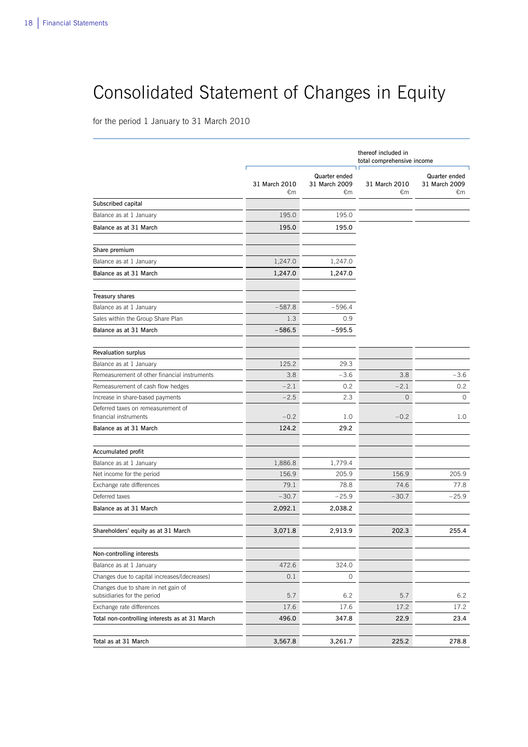# Consolidated Statement of Changes in Equity

for the period 1 January to 31 March 2010

| | | | thereof included in total comprehensive income | |
|---|---|---|---|---|
| | 31 March 2010 €m | Quarter ended 31 March 2009 €m | 31 March 2010 €m | Quarter ended 31 March 2009 €m |
| **Subscribed capital** | | | | |
| Balance as at 1 January | 195.0 | 195.0 | | |
| **Balance as at 31 March** | **195.0** | **195.0** | | |
| **Share premium** | | | | |
| Balance as at 1 January | 1,247.0 | 1,247.0 | | |
| **Balance as at 31 March** | **1,247.0** | **1,247.0** | | |
| **Treasury shares** | | | | |
| Balance as at 1 January | −587.8 | −596.4 | | |
| Sales within the Group Share Plan | 1.3 | 0.9 | | |
| **Balance as at 31 March** | **−586.5** | **−595.5** | | |
| **Revaluation surplus** | | | | |
| Balance as at 1 January | 125.2 | 29.3 | | |
| Remeasurement of other financial instruments | 3.8 | −3.6 | 3.8 | −3.6 |
| Remeasurement of cash flow hedges | −2.1 | 0.2 | −2.1 | 0.2 |
| Increase in share-based payments | −2.5 | 2.3 | 0 | 0 |
| Deferred taxes on remeasurement of financial instruments | −0.2 | 1.0 | −0.2 | 1.0 |
| **Balance as at 31 March** | **124.2** | **29.2** | | |
| **Accumulated profit** | | | | |
| Balance as at 1 January | 1,886.8 | 1,779.4 | | |
| Net income for the period | 156.9 | 205.9 | 156.9 | 205.9 |
| Exchange rate differences | 79.1 | 78.8 | 74.6 | 77.8 |
| Deferred taxes | −30.7 | −25.9 | −30.7 | −25.9 |
| **Balance as at 31 March** | **2,092.1** | **2,038.2** | | |
| **Shareholders' equity as at 31 March** | **3,071.8** | **2,913.9** | **202.3** | **255.4** |
| **Non-controlling interests** | | | | |
| Balance as at 1 January | 472.6 | 324.0 | | |
| Changes due to capital increases/(decreases) | 0.1 | 0 | | |
| Changes due to share in net gain of subsidiaries for the period | 5.7 | 6.2 | 5.7 | 6.2 |
| Exchange rate differences | 17.6 | 17.6 | 17.2 | 17.2 |
| **Total non-controlling interests as at 31 March** | **496.0** | **347.8** | **22.9** | **23.4** |
| **Total as at 31 March** | **3,567.8** | **3,261.7** | **225.2** | **278.8** |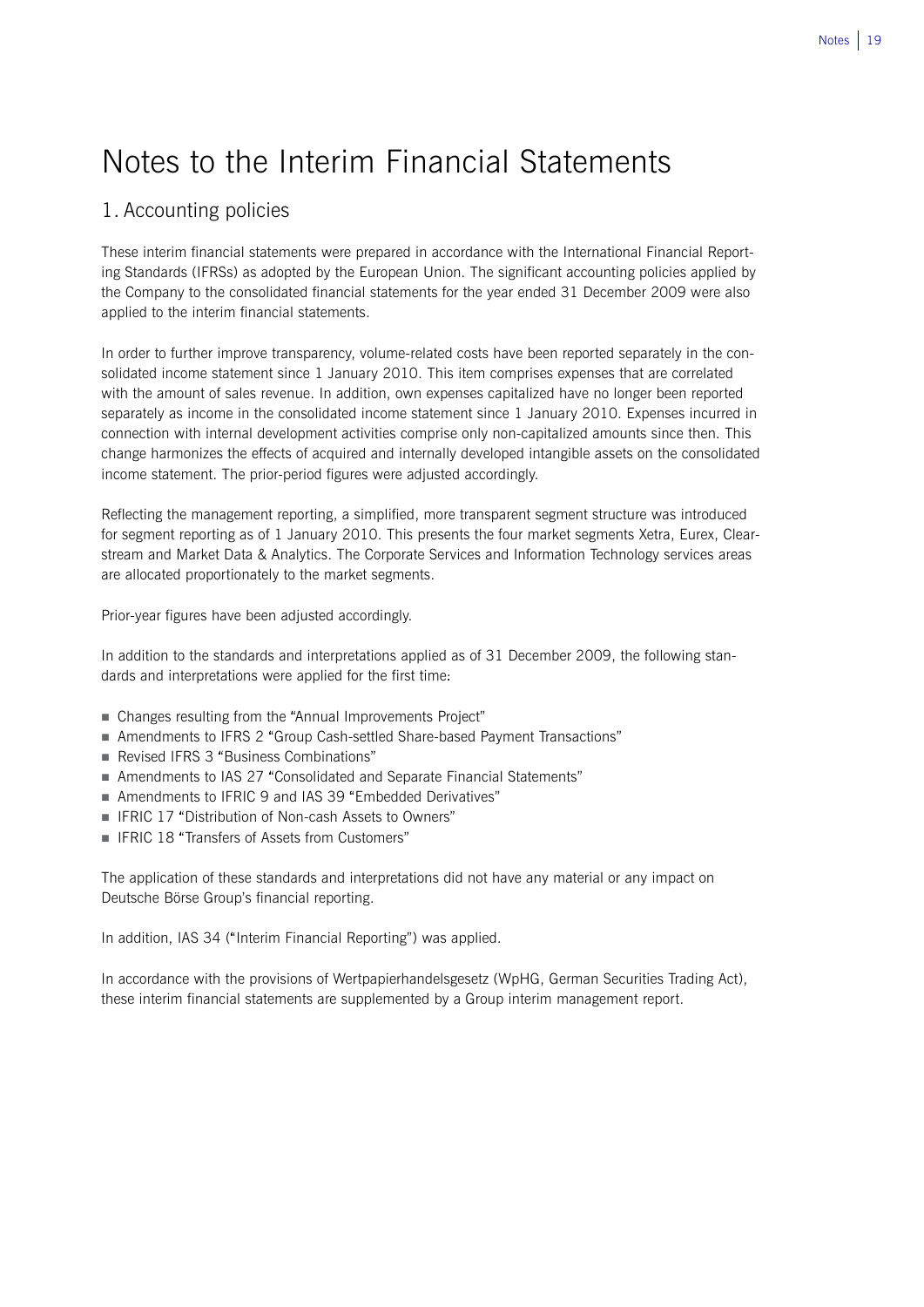# Notes to the Interim Financial Statements

## 1. Accounting policies

These interim financial statements were prepared in accordance with the International Financial Reporting Standards (IFRSs) as adopted by the European Union. The significant accounting policies applied by the Company to the consolidated financial statements for the year ended 31 December 2009 were also applied to the interim financial statements.

In order to further improve transparency, volume-related costs have been reported separately in the consolidated income statement since 1 January 2010. This item comprises expenses that are correlated with the amount of sales revenue. In addition, own expenses capitalized have no longer been reported separately as income in the consolidated income statement since 1 January 2010. Expenses incurred in connection with internal development activities comprise only non-capitalized amounts since then. This change harmonizes the effects of acquired and internally developed intangible assets on the consolidated income statement. The prior-period figures were adjusted accordingly.

Reflecting the management reporting, a simplified, more transparent segment structure was introduced for segment reporting as of 1 January 2010. This presents the four market segments Xetra, Eurex, Clearstream and Market Data & Analytics. The Corporate Services and Information Technology services areas are allocated proportionately to the market segments.

Prior-year figures have been adjusted accordingly.

In addition to the standards and interpretations applied as of 31 December 2009, the following standards and interpretations were applied for the first time:

- Changes resulting from the "Annual Improvements Project"
- Amendments to IFRS 2 "Group Cash-settled Share-based Payment Transactions"
- Revised IFRS 3 "Business Combinations"
- Amendments to IAS 27 "Consolidated and Separate Financial Statements"
- Amendments to IFRIC 9 and IAS 39 "Embedded Derivatives"
- IFRIC 17 "Distribution of Non-cash Assets to Owners"
- IFRIC 18 "Transfers of Assets from Customers"

The application of these standards and interpretations did not have any material or any impact on Deutsche Börse Group's financial reporting.

In addition, IAS 34 ("Interim Financial Reporting") was applied.

In accordance with the provisions of Wertpapierhandelsgesetz (WpHG, German Securities Trading Act), these interim financial statements are supplemented by a Group interim management report.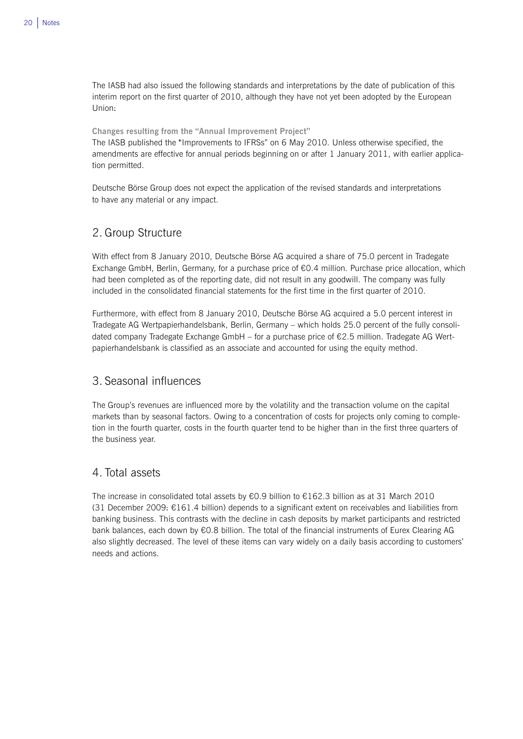The IASB had also issued the following standards and interpretations by the date of publication of this interim report on the first quarter of 2010, although they have not yet been adopted by the European Union:

**Changes resulting from the "Annual Improvement Project"**

The IASB published the "Improvements to IFRSs" on 6 May 2010. Unless otherwise specified, the amendments are effective for annual periods beginning on or after 1 January 2011, with earlier application permitted.

Deutsche Börse Group does not expect the application of the revised standards and interpretations to have any material or any impact.

## 2. Group Structure

With effect from 8 January 2010, Deutsche Börse AG acquired a share of 75.0 percent in Tradegate Exchange GmbH, Berlin, Germany, for a purchase price of €0.4 million. Purchase price allocation, which had been completed as of the reporting date, did not result in any goodwill. The company was fully included in the consolidated financial statements for the first time in the first quarter of 2010.

Furthermore, with effect from 8 January 2010, Deutsche Börse AG acquired a 5.0 percent interest in Tradegate AG Wertpapierhandelsbank, Berlin, Germany – which holds 25.0 percent of the fully consolidated company Tradegate Exchange GmbH – for a purchase price of €2.5 million. Tradegate AG Wertpapierhandelsbank is classified as an associate and accounted for using the equity method.

## 3. Seasonal influences

The Group's revenues are influenced more by the volatility and the transaction volume on the capital markets than by seasonal factors. Owing to a concentration of costs for projects only coming to completion in the fourth quarter, costs in the fourth quarter tend to be higher than in the first three quarters of the business year.

## 4. Total assets

The increase in consolidated total assets by €0.9 billion to €162.3 billion as at 31 March 2010 (31 December 2009: €161.4 billion) depends to a significant extent on receivables and liabilities from banking business. This contrasts with the decline in cash deposits by market participants and restricted bank balances, each down by €0.8 billion. The total of the financial instruments of Eurex Clearing AG also slightly decreased. The level of these items can vary widely on a daily basis according to customers' needs and actions.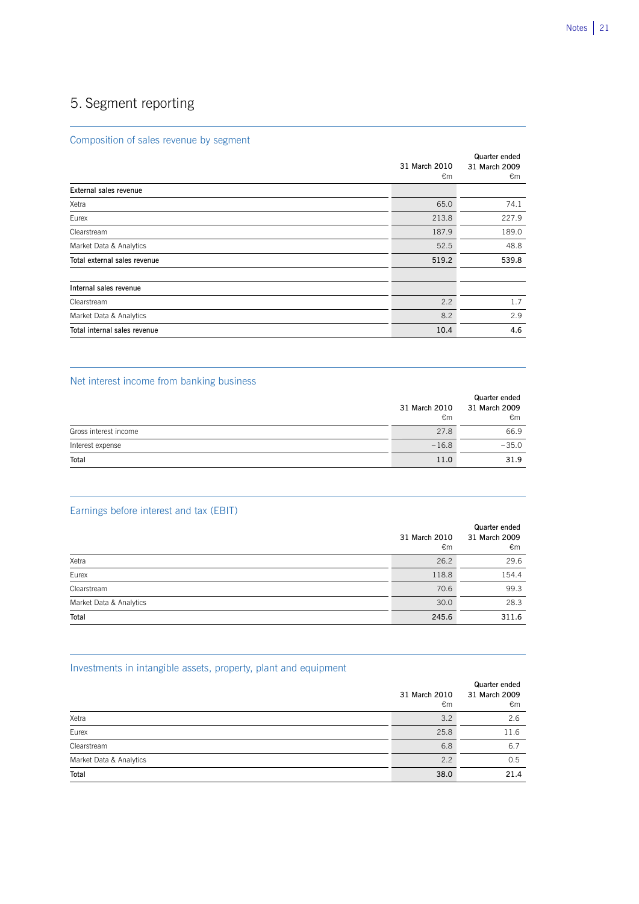## 5. Segment reporting

### Composition of sales revenue by segment

| | 31 March 2010 €m | Quarter ended 31 March 2009 €m |
|---|---|---|
| **External sales revenue** | | |
| Xetra | 65.0 | 74.1 |
| Eurex | 213.8 | 227.9 |
| Clearstream | 187.9 | 189.0 |
| Market Data & Analytics | 52.5 | 48.8 |
| **Total external sales revenue** | **519.2** | **539.8** |
| | | |
| **Internal sales revenue** | | |
| Clearstream | 2.2 | 1.7 |
| Market Data & Analytics | 8.2 | 2.9 |
| **Total internal sales revenue** | **10.4** | **4.6** |

### Net interest income from banking business

| | 31 March 2010 €m | Quarter ended 31 March 2009 €m |
|---|---|---|
| Gross interest income | 27.8 | 66.9 |
| Interest expense | –16.8 | –35.0 |
| **Total** | **11.0** | **31.9** |

### Earnings before interest and tax (EBIT)

| | 31 March 2010 €m | Quarter ended 31 March 2009 €m |
|---|---|---|
| Xetra | 26.2 | 29.6 |
| Eurex | 118.8 | 154.4 |
| Clearstream | 70.6 | 99.3 |
| Market Data & Analytics | 30.0 | 28.3 |
| **Total** | **245.6** | **311.6** |

### Investments in intangible assets, property, plant and equipment

| | 31 March 2010 €m | Quarter ended 31 March 2009 €m |
|---|---|---|
| Xetra | 3.2 | 2.6 |
| Eurex | 25.8 | 11.6 |
| Clearstream | 6.8 | 6.7 |
| Market Data & Analytics | 2.2 | 0.5 |
| **Total** | **38.0** | **21.4** |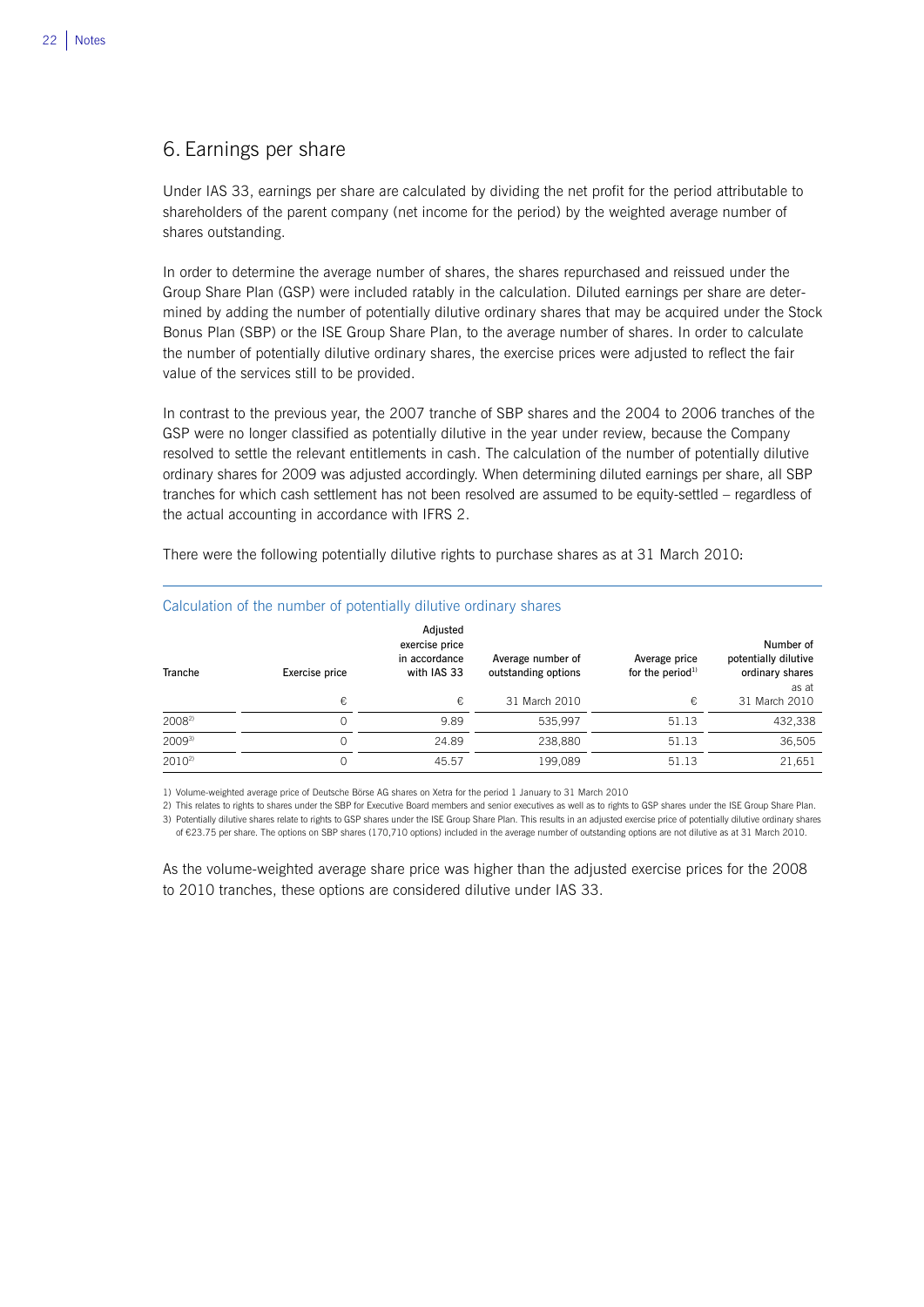## 6. Earnings per share

Under IAS 33, earnings per share are calculated by dividing the net profit for the period attributable to shareholders of the parent company (net income for the period) by the weighted average number of shares outstanding.

In order to determine the average number of shares, the shares repurchased and reissued under the Group Share Plan (GSP) were included ratably in the calculation. Diluted earnings per share are determined by adding the number of potentially dilutive ordinary shares that may be acquired under the Stock Bonus Plan (SBP) or the ISE Group Share Plan, to the average number of shares. In order to calculate the number of potentially dilutive ordinary shares, the exercise prices were adjusted to reflect the fair value of the services still to be provided.

In contrast to the previous year, the 2007 tranche of SBP shares and the 2004 to 2006 tranches of the GSP were no longer classified as potentially dilutive in the year under review, because the Company resolved to settle the relevant entitlements in cash. The calculation of the number of potentially dilutive ordinary shares for 2009 was adjusted accordingly. When determining diluted earnings per share, all SBP tranches for which cash settlement has not been resolved are assumed to be equity-settled – regardless of the actual accounting in accordance with IFRS 2.

There were the following potentially dilutive rights to purchase shares as at 31 March 2010:

**Calculation of the number of potentially dilutive ordinary shares**

| Tranche | Exercise price | Adjusted exercise price in accordance with IAS 33 | Average number of outstanding options | Average price for the period[1] | Number of potentially dilutive ordinary shares as at |
|---|---|---|---|---|---|
| | € | € | 31 March 2010 | € | 31 March 2010 |
| 2008[2] | 0 | 9.89 | 535,997 | 51.13 | 432,338 |
| 2009[3] | 0 | 24.89 | 238,880 | 51.13 | 36,505 |
| 2010[2] | 0 | 45.57 | 199,089 | 51.13 | 21,651 |

1) Volume-weighted average price of Deutsche Börse AG shares on Xetra for the period 1 January to 31 March 2010

2) This relates to rights to shares under the SBP for Executive Board members and senior executives as well as to rights to GSP shares under the ISE Group Share Plan.

3) Potentially dilutive shares relate to rights to GSP shares under the ISE Group Share Plan. This results in an adjusted exercise price of potentially dilutive ordinary shares of €23.75 per share. The options on SBP shares (170,710 options) included in the average number of outstanding options are not dilutive as at 31 March 2010.

As the volume-weighted average share price was higher than the adjusted exercise prices for the 2008 to 2010 tranches, these options are considered dilutive under IAS 33.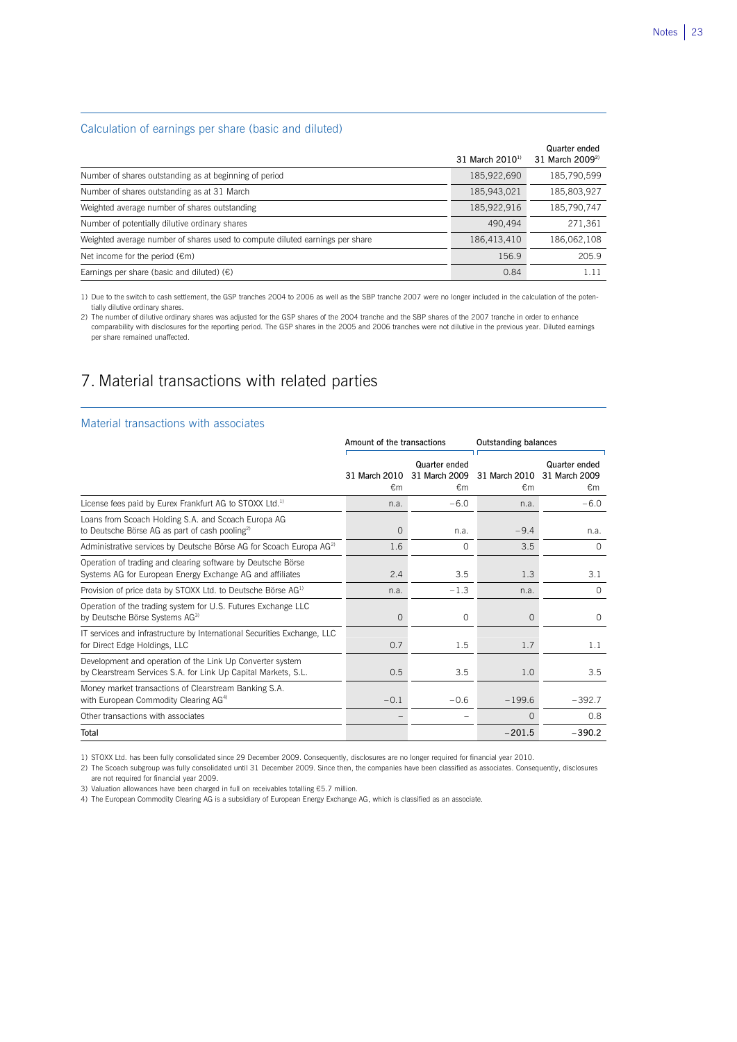### Calculation of earnings per share (basic and diluted)

| | Quarter ended 31 March 2010[1] | Quarter ended 31 March 2009[2] |
|---|---|---|
| Number of shares outstanding as at beginning of period | 185,922,690 | 185,790,599 |
| Number of shares outstanding as at 31 March | 185,943,021 | 185,803,927 |
| Weighted average number of shares outstanding | 185,922,916 | 185,790,747 |
| Number of potentially dilutive ordinary shares | 490,494 | 271,361 |
| Weighted average number of shares used to compute diluted earnings per share | 186,413,410 | 186,062,108 |
| Net income for the period (€m) | 156.9 | 205.9 |
| Earnings per share (basic and diluted) (€) | 0.84 | 1.11 |

1) Due to the switch to cash settlement, the GSP tranches 2004 to 2006 as well as the SBP tranche 2007 were no longer included in the calculation of the potentially dilutive ordinary shares.

2) The number of dilutive ordinary shares was adjusted for the GSP shares of the 2004 tranche and the SBP shares of the 2007 tranche in order to enhance comparability with disclosures for the reporting period. The GSP shares in the 2005 and 2006 tranches were not dilutive in the previous year. Diluted earnings per share remained unaffected.

# 7. Material transactions with related parties

### Material transactions with associates

| | Amount of the transactions | | Outstanding balances | |
|---|---|---|---|---|
| | Quarter ended 31 March 2010 €m | Quarter ended 31 March 2009 €m | Quarter ended 31 March 2010 €m | Quarter ended 31 March 2009 €m |
| License fees paid by Eurex Frankfurt AG to STOXX Ltd.[1] | n.a. | −6.0 | n.a. | −6.0 |
| Loans from Scoach Holding S.A. and Scoach Europa AG to Deutsche Börse AG as part of cash pooling[2] | 0 | n.a. | −9.4 | n.a. |
| Administrative services by Deutsche Börse AG for Scoach Europa AG[2] | 1.6 | 0 | 3.5 | 0 |
| Operation of trading and clearing software by Deutsche Börse Systems AG for European Energy Exchange AG and affiliates | 2.4 | 3.5 | 1.3 | 3.1 |
| Provision of price data by STOXX Ltd. to Deutsche Börse AG[1] | n.a. | −1.3 | n.a. | 0 |
| Operation of the trading system for U.S. Futures Exchange LLC by Deutsche Börse Systems AG[3] | 0 | 0 | 0 | 0 |
| IT services and infrastructure by International Securities Exchange, LLC for Direct Edge Holdings, LLC | 0.7 | 1.5 | 1.7 | 1.1 |
| Development and operation of the Link Up Converter system by Clearstream Services S.A. for Link Up Capital Markets, S.L. | 0.5 | 3.5 | 1.0 | 3.5 |
| Money market transactions of Clearstream Banking S.A. with European Commodity Clearing AG[4] | −0.1 | −0.6 | −199.6 | −392.7 |
| Other transactions with associates | – | – | 0 | 0.8 |
| **Total** | | | **−201.5** | **−390.2** |

1) STOXX Ltd. has been fully consolidated since 29 December 2009. Consequently, disclosures are no longer required for financial year 2010.

2) The Scoach subgroup was fully consolidated until 31 December 2009. Since then, the companies have been classified as associates. Consequently, disclosures are not required for financial year 2009.

3) Valuation allowances have been charged in full on receivables totalling €5.7 million.

4) The European Commodity Clearing AG is a subsidiary of European Energy Exchange AG, which is classified as an associate.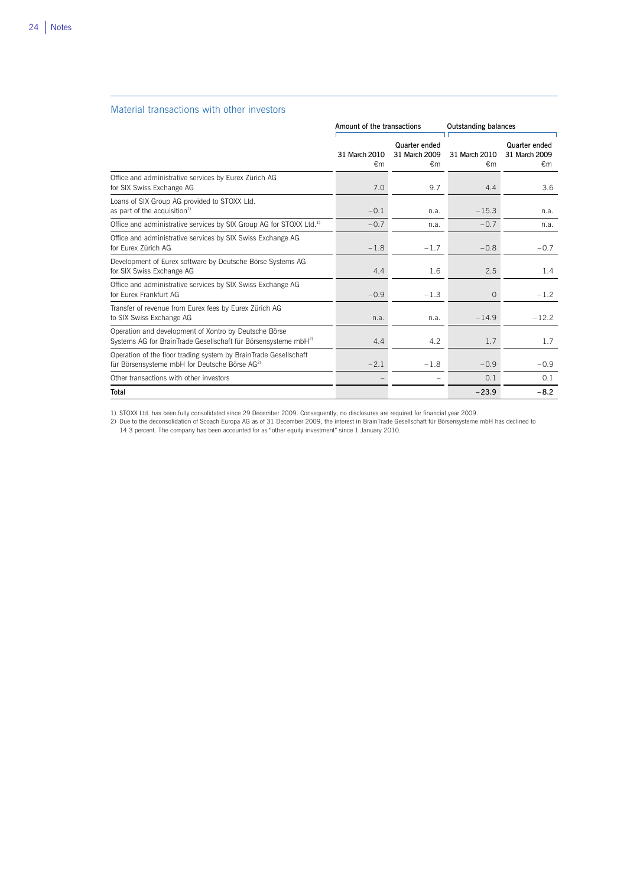## Material transactions with other investors

| | Amount of the transactions | | Outstanding balances | |
|---|---|---|---|---|
| | 31 March 2010 €m | Quarter ended 31 March 2009 €m | 31 March 2010 €m | Quarter ended 31 March 2009 €m |
| Office and administrative services by Eurex Zürich AG for SIX Swiss Exchange AG | 7.0 | 9.7 | 4.4 | 3.6 |
| Loans of SIX Group AG provided to STOXX Ltd. as part of the acquisition[1] | –0.1 | n.a. | –15.3 | n.a. |
| Office and administrative services by SIX Group AG for STOXX Ltd.[1] | –0.7 | n.a. | –0.7 | n.a. |
| Office and administrative services by SIX Swiss Exchange AG for Eurex Zürich AG | –1.8 | –1.7 | –0.8 | –0.7 |
| Development of Eurex software by Deutsche Börse Systems AG for SIX Swiss Exchange AG | 4.4 | 1.6 | 2.5 | 1.4 |
| Office and administrative services by SIX Swiss Exchange AG for Eurex Frankfurt AG | –0.9 | –1.3 | 0 | –1.2 |
| Transfer of revenue from Eurex fees by Eurex Zürich AG to SIX Swiss Exchange AG | n.a. | n.a. | –14.9 | –12.2 |
| Operation and development of Xontro by Deutsche Börse Systems AG for BrainTrade Gesellschaft für Börsensysteme mbH[2] | 4.4 | 4.2 | 1.7 | 1.7 |
| Operation of the floor trading system by BrainTrade Gesellschaft für Börsensysteme mbH for Deutsche Börse AG[2] | –2.1 | –1.8 | –0.9 | –0.9 |
| Other transactions with other investors | – | – | 0.1 | 0.1 |
| **Total** | | | **–23.9** | **–8.2** |

1) STOXX Ltd. has been fully consolidated since 29 December 2009. Consequently, no disclosures are required for financial year 2009.

2) Due to the deconsolidation of Scoach Europa AG as of 31 December 2009, the interest in BrainTrade Gesellschaft für Börsensysteme mbH has declined to 14.3 percent. The company has been accounted for as "other equity investment" since 1 January 2010.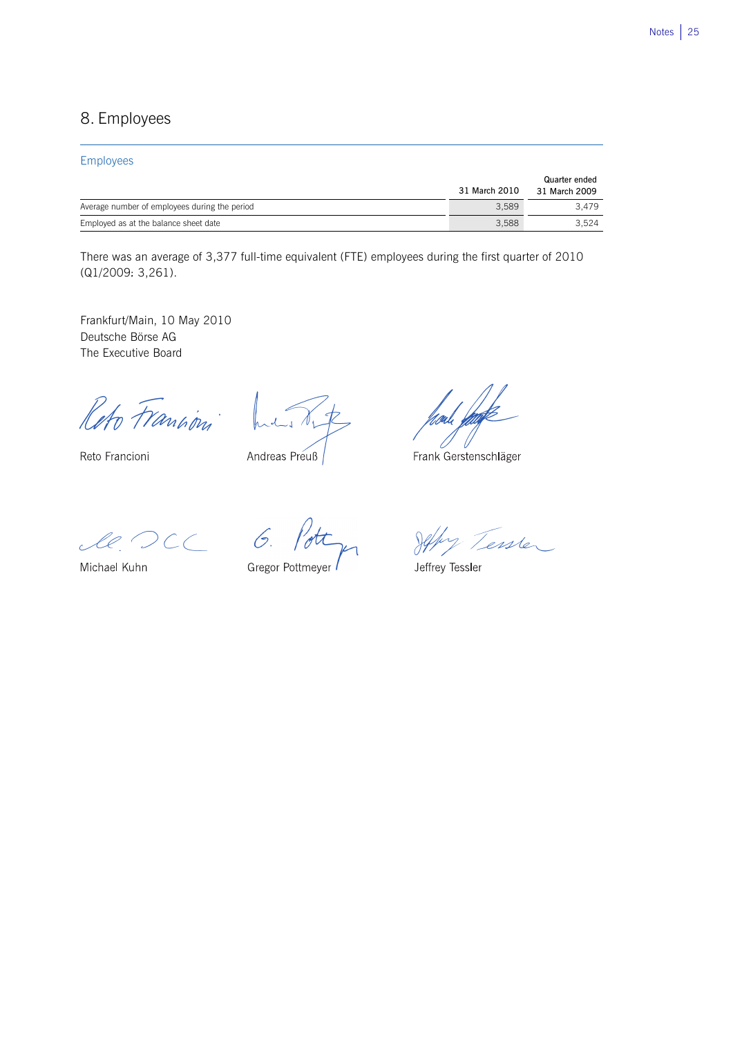## 8. Employees

**Employees**

| | Quarter ended | |
|---|---|---|
| | 31 March 2010 | 31 March 2009 |
| Average number of employees during the period | 3,589 | 3,479 |
| Employed as at the balance sheet date | 3,588 | 3,524 |

There was an average of 3,377 full-time equivalent (FTE) employees during the first quarter of 2010 (Q1/2009: 3,261).

Frankfurt/Main, 10 May 2010
Deutsche Börse AG
The Executive Board

Reto Francioni    Andreas Preuß    Frank Gerstenschläger

Michael Kuhn    Gregor Pottmeyer    Jeffrey Tessler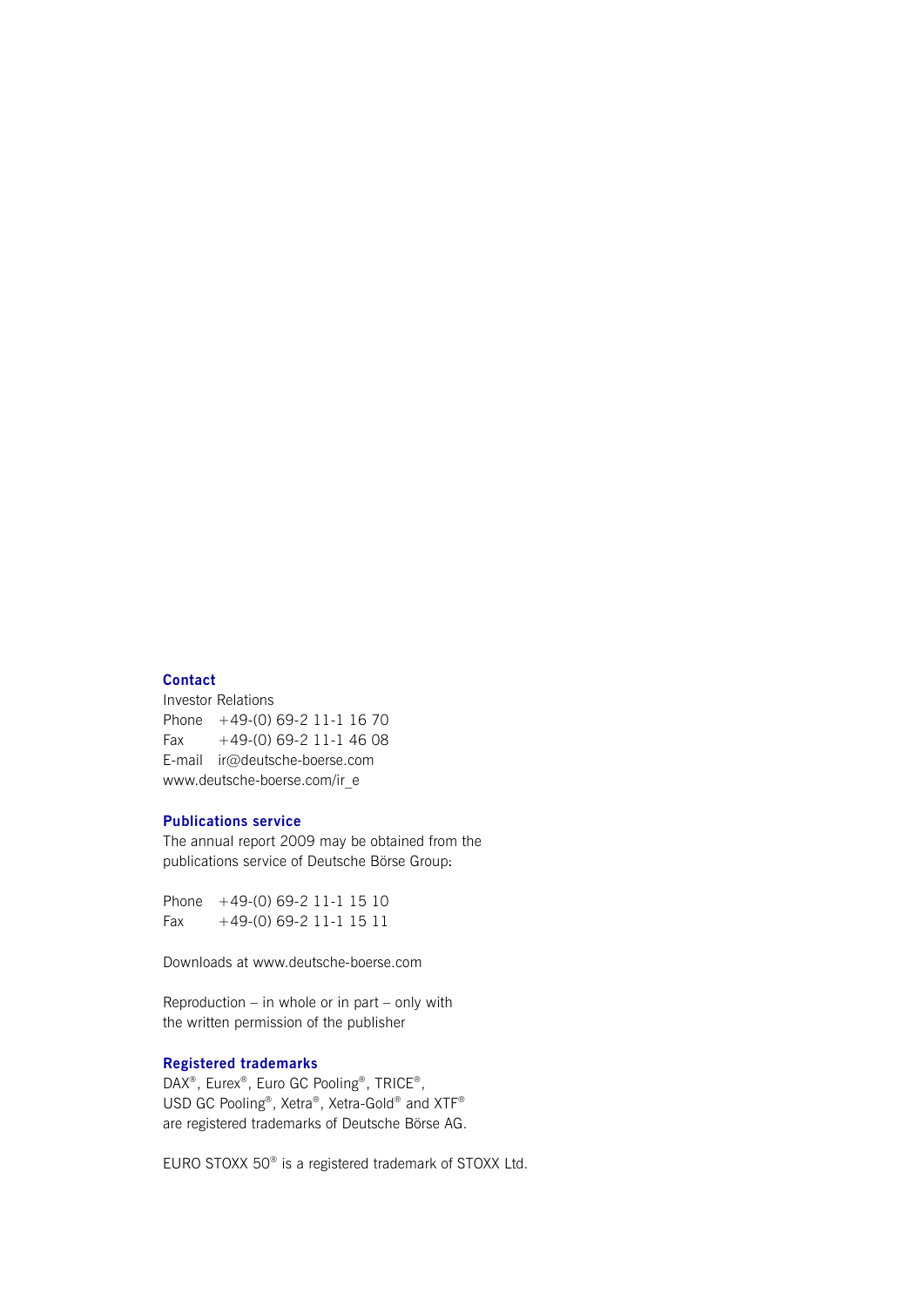### Contact

Investor Relations
Phone +49-(0) 69-2 11-1 16 70
Fax +49-(0) 69-2 11-1 46 08
E-mail ir@deutsche-boerse.com
www.deutsche-boerse.com/ir_e

### Publications service

The annual report 2009 may be obtained from the publications service of Deutsche Börse Group:

Phone +49-(0) 69-2 11-1 15 10
Fax +49-(0) 69-2 11-1 15 11

Downloads at www.deutsche-boerse.com

Reproduction – in whole or in part – only with the written permission of the publisher

### Registered trademarks

DAX®, Eurex®, Euro GC Pooling®, TRICE®, USD GC Pooling®, Xetra®, Xetra-Gold® and XTF® are registered trademarks of Deutsche Börse AG.

EURO STOXX 50® is a registered trademark of STOXX Ltd.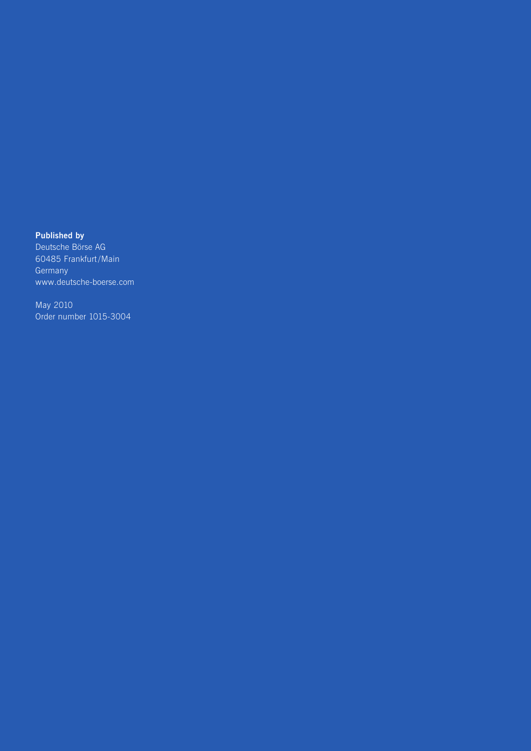**Published by**
Deutsche Börse AG
60485 Frankfurt/Main
Germany
www.deutsche-boerse.com

May 2010
Order number 1015-3004